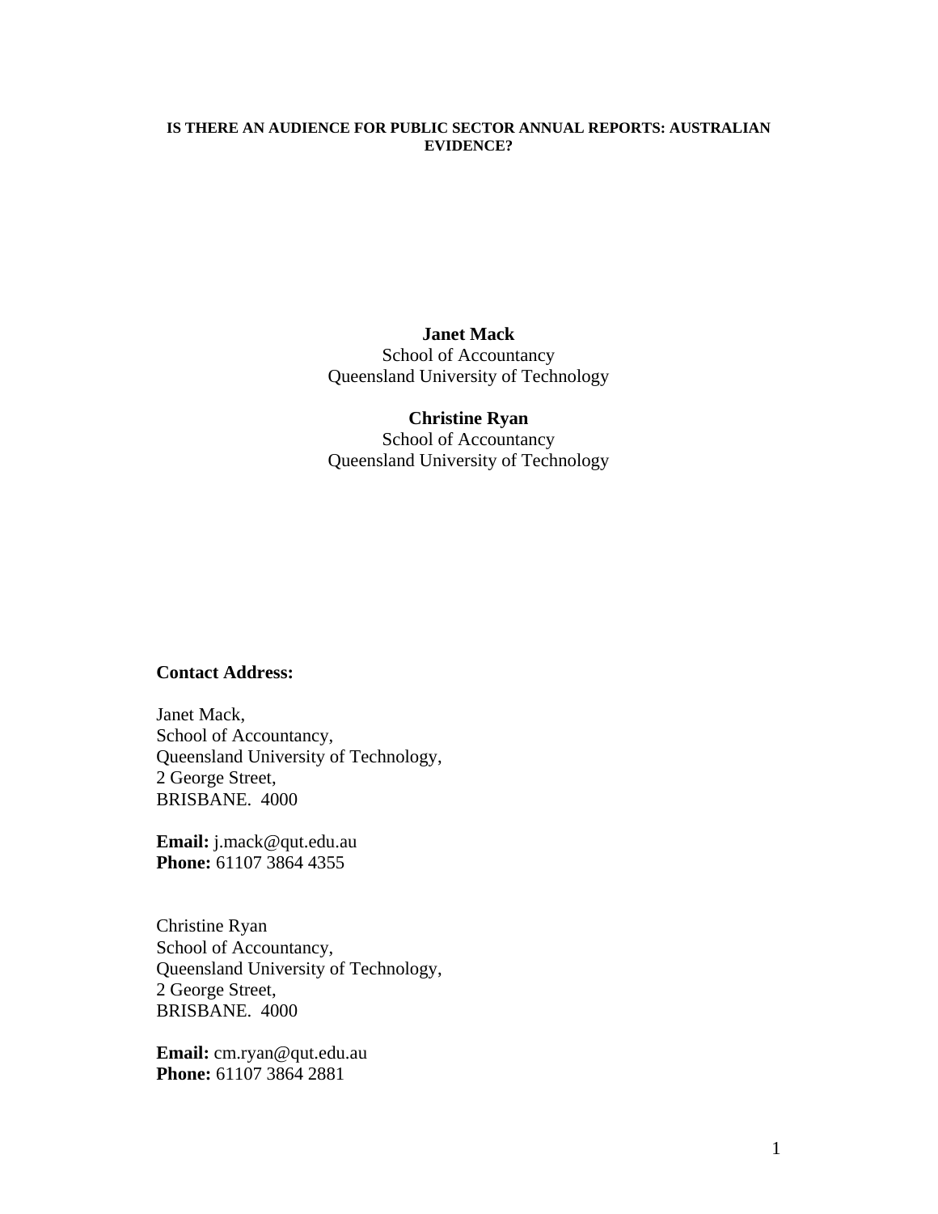# IS THERE AN AUDIENCE FOR PUBLIC SECTOR ANNUAL REPORTS: AUSTRALIAN EVIDENCE?

**Janet Mack**
School of Accountancy
Queensland University of Technology

**Christine Ryan**
School of Accountancy
Queensland University of Technology

**Contact Address:**

Janet Mack,
School of Accountancy,
Queensland University of Technology,
2 George Street,
BRISBANE. 4000

**Email:** j.mack@qut.edu.au
**Phone:** 61107 3864 4355

Christine Ryan
School of Accountancy,
Queensland University of Technology,
2 George Street,
BRISBANE. 4000

**Email:** cm.ryan@qut.edu.au
**Phone:** 61107 3864 2881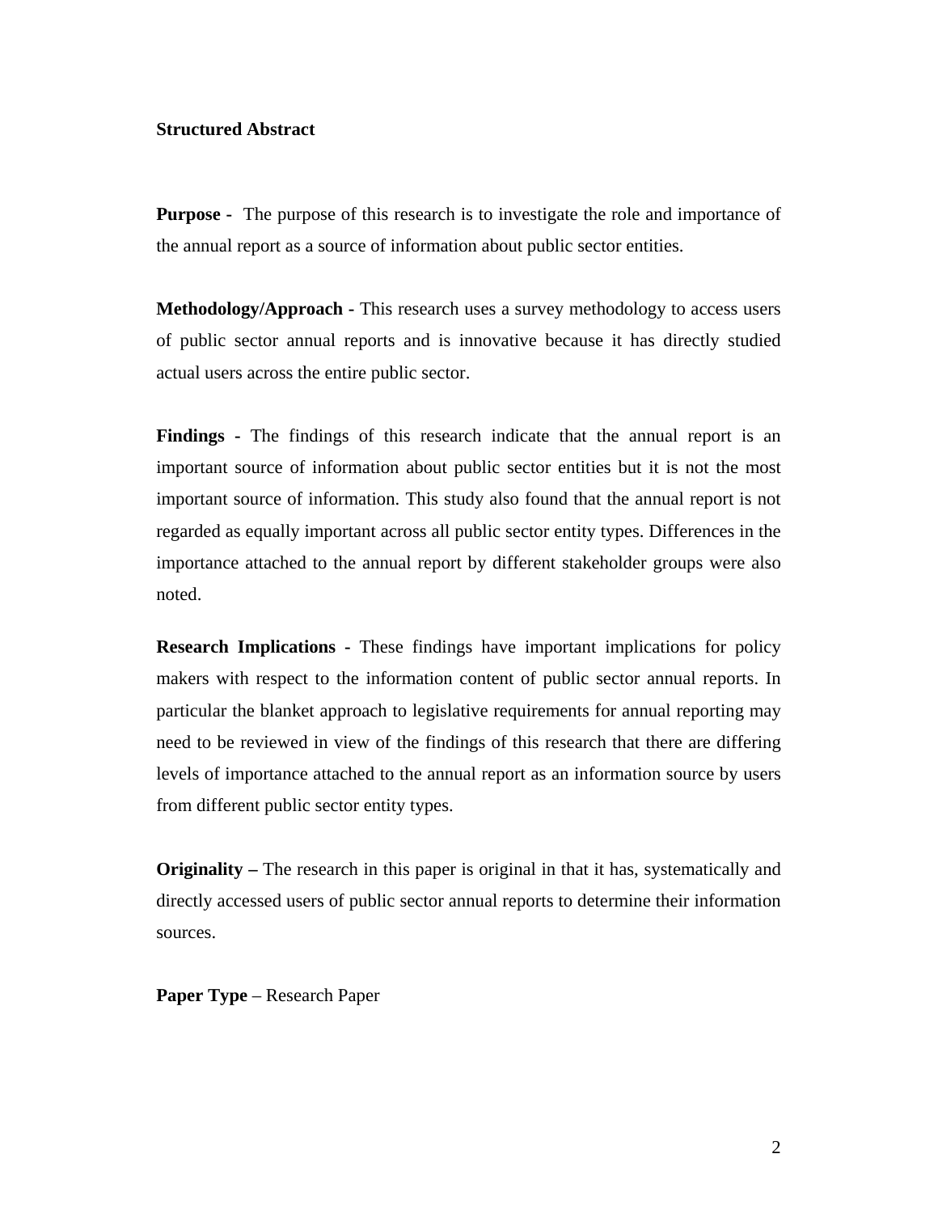**Structured Abstract**

**Purpose -** The purpose of this research is to investigate the role and importance of the annual report as a source of information about public sector entities.

**Methodology/Approach -** This research uses a survey methodology to access users of public sector annual reports and is innovative because it has directly studied actual users across the entire public sector.

**Findings -** The findings of this research indicate that the annual report is an important source of information about public sector entities but it is not the most important source of information. This study also found that the annual report is not regarded as equally important across all public sector entity types. Differences in the importance attached to the annual report by different stakeholder groups were also noted.

**Research Implications -** These findings have important implications for policy makers with respect to the information content of public sector annual reports. In particular the blanket approach to legislative requirements for annual reporting may need to be reviewed in view of the findings of this research that there are differing levels of importance attached to the annual report as an information source by users from different public sector entity types.

**Originality –** The research in this paper is original in that it has, systematically and directly accessed users of public sector annual reports to determine their information sources.

**Paper Type** – Research Paper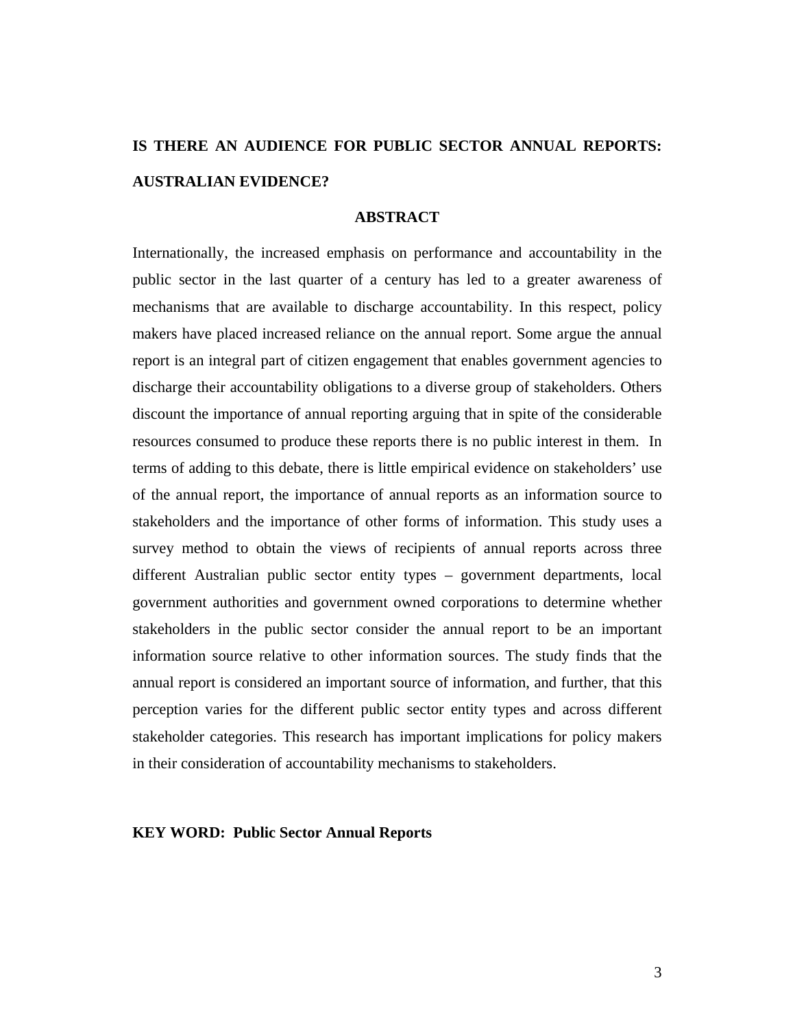# IS THERE AN AUDIENCE FOR PUBLIC SECTOR ANNUAL REPORTS: AUSTRALIAN EVIDENCE?

## ABSTRACT

Internationally, the increased emphasis on performance and accountability in the public sector in the last quarter of a century has led to a greater awareness of mechanisms that are available to discharge accountability. In this respect, policy makers have placed increased reliance on the annual report. Some argue the annual report is an integral part of citizen engagement that enables government agencies to discharge their accountability obligations to a diverse group of stakeholders. Others discount the importance of annual reporting arguing that in spite of the considerable resources consumed to produce these reports there is no public interest in them. In terms of adding to this debate, there is little empirical evidence on stakeholders' use of the annual report, the importance of annual reports as an information source to stakeholders and the importance of other forms of information. This study uses a survey method to obtain the views of recipients of annual reports across three different Australian public sector entity types – government departments, local government authorities and government owned corporations to determine whether stakeholders in the public sector consider the annual report to be an important information source relative to other information sources. The study finds that the annual report is considered an important source of information, and further, that this perception varies for the different public sector entity types and across different stakeholder categories. This research has important implications for policy makers in their consideration of accountability mechanisms to stakeholders.

**KEY WORD: Public Sector Annual Reports**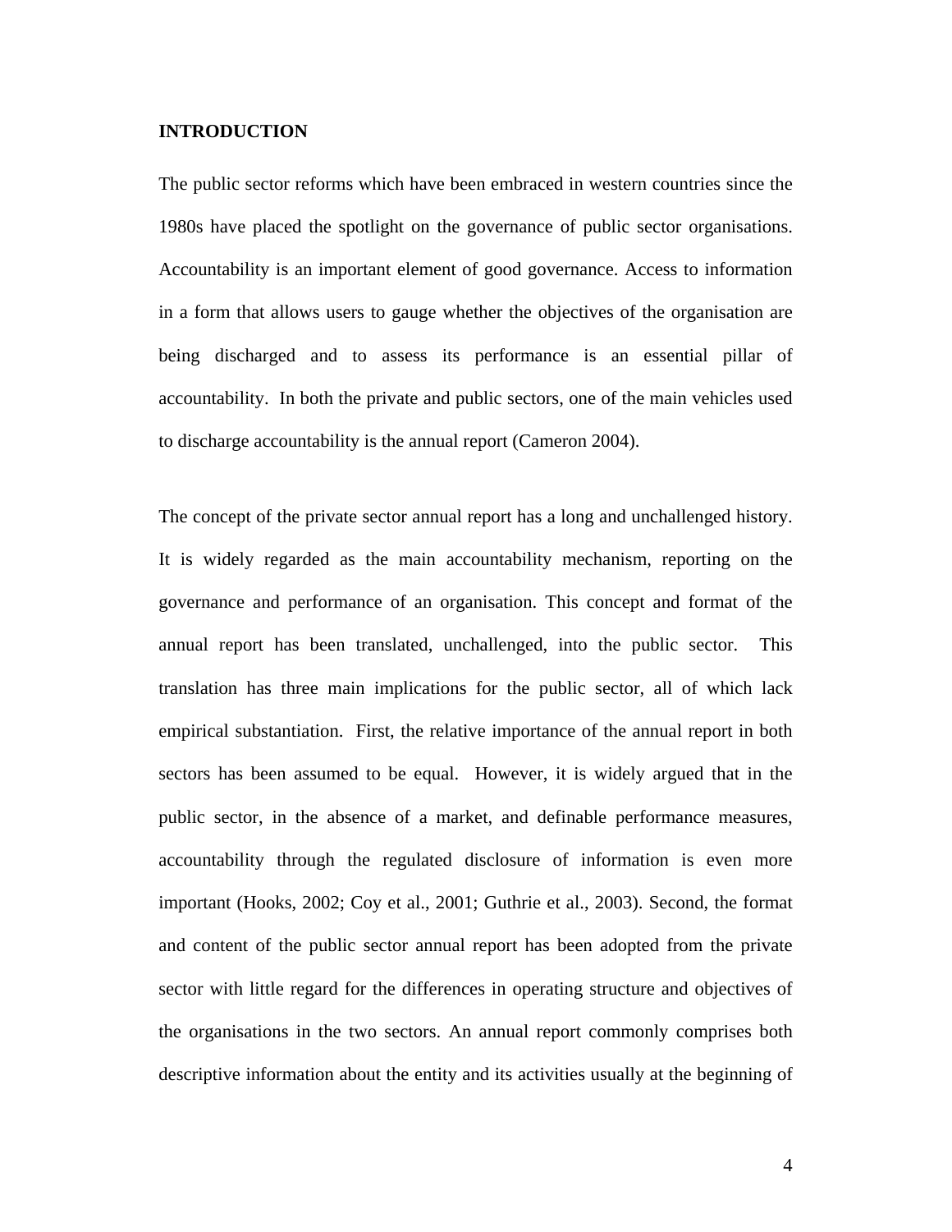## INTRODUCTION

The public sector reforms which have been embraced in western countries since the 1980s have placed the spotlight on the governance of public sector organisations. Accountability is an important element of good governance. Access to information in a form that allows users to gauge whether the objectives of the organisation are being discharged and to assess its performance is an essential pillar of accountability. In both the private and public sectors, one of the main vehicles used to discharge accountability is the annual report (Cameron 2004).

The concept of the private sector annual report has a long and unchallenged history. It is widely regarded as the main accountability mechanism, reporting on the governance and performance of an organisation. This concept and format of the annual report has been translated, unchallenged, into the public sector. This translation has three main implications for the public sector, all of which lack empirical substantiation. First, the relative importance of the annual report in both sectors has been assumed to be equal. However, it is widely argued that in the public sector, in the absence of a market, and definable performance measures, accountability through the regulated disclosure of information is even more important (Hooks, 2002; Coy et al., 2001; Guthrie et al., 2003). Second, the format and content of the public sector annual report has been adopted from the private sector with little regard for the differences in operating structure and objectives of the organisations in the two sectors. An annual report commonly comprises both descriptive information about the entity and its activities usually at the beginning of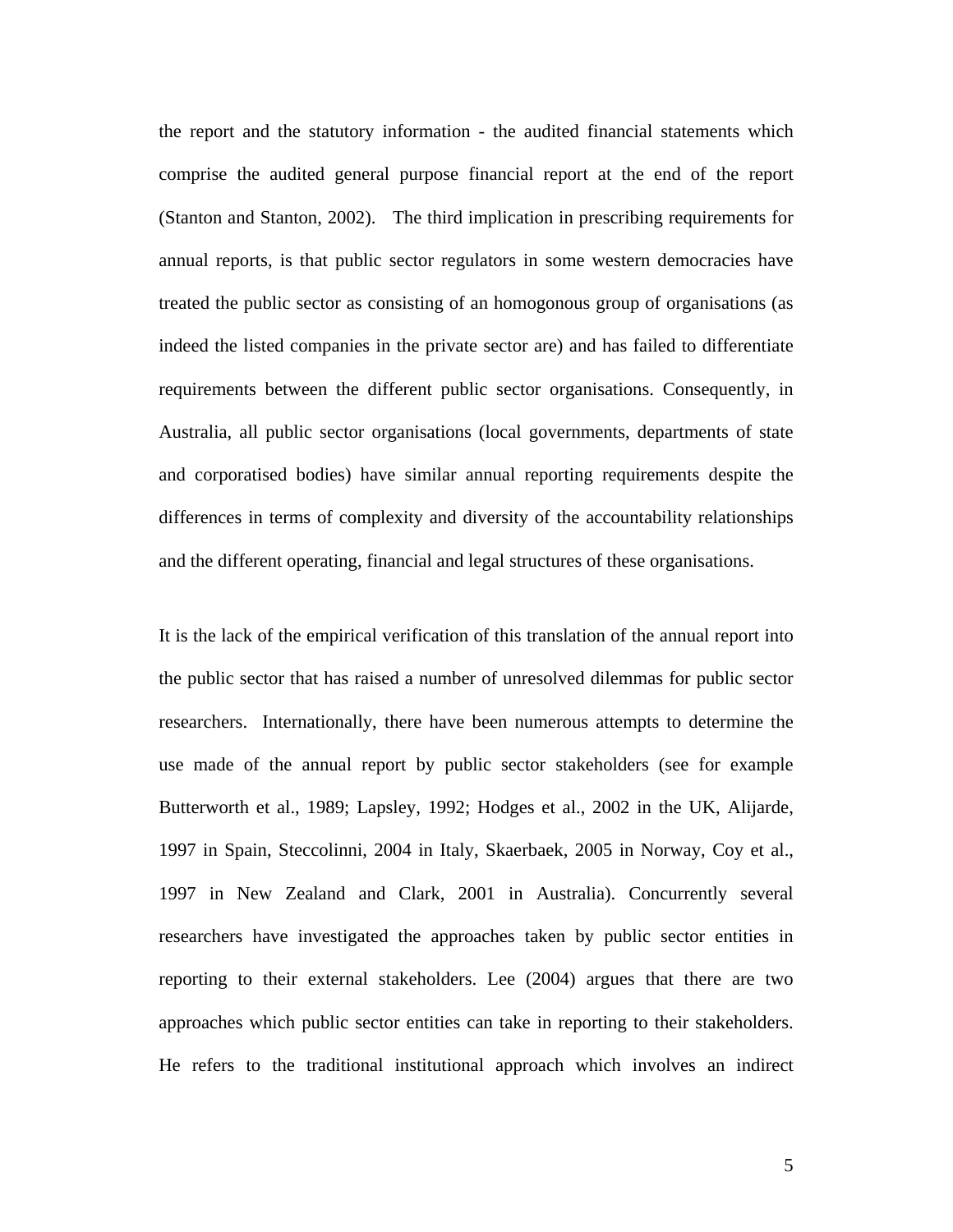the report and the statutory information - the audited financial statements which comprise the audited general purpose financial report at the end of the report (Stanton and Stanton, 2002). The third implication in prescribing requirements for annual reports, is that public sector regulators in some western democracies have treated the public sector as consisting of an homogonous group of organisations (as indeed the listed companies in the private sector are) and has failed to differentiate requirements between the different public sector organisations. Consequently, in Australia, all public sector organisations (local governments, departments of state and corporatised bodies) have similar annual reporting requirements despite the differences in terms of complexity and diversity of the accountability relationships and the different operating, financial and legal structures of these organisations.

It is the lack of the empirical verification of this translation of the annual report into the public sector that has raised a number of unresolved dilemmas for public sector researchers. Internationally, there have been numerous attempts to determine the use made of the annual report by public sector stakeholders (see for example Butterworth et al., 1989; Lapsley, 1992; Hodges et al., 2002 in the UK, Alijarde, 1997 in Spain, Steccolinni, 2004 in Italy, Skaerbaek, 2005 in Norway, Coy et al., 1997 in New Zealand and Clark, 2001 in Australia). Concurrently several researchers have investigated the approaches taken by public sector entities in reporting to their external stakeholders. Lee (2004) argues that there are two approaches which public sector entities can take in reporting to their stakeholders. He refers to the traditional institutional approach which involves an indirect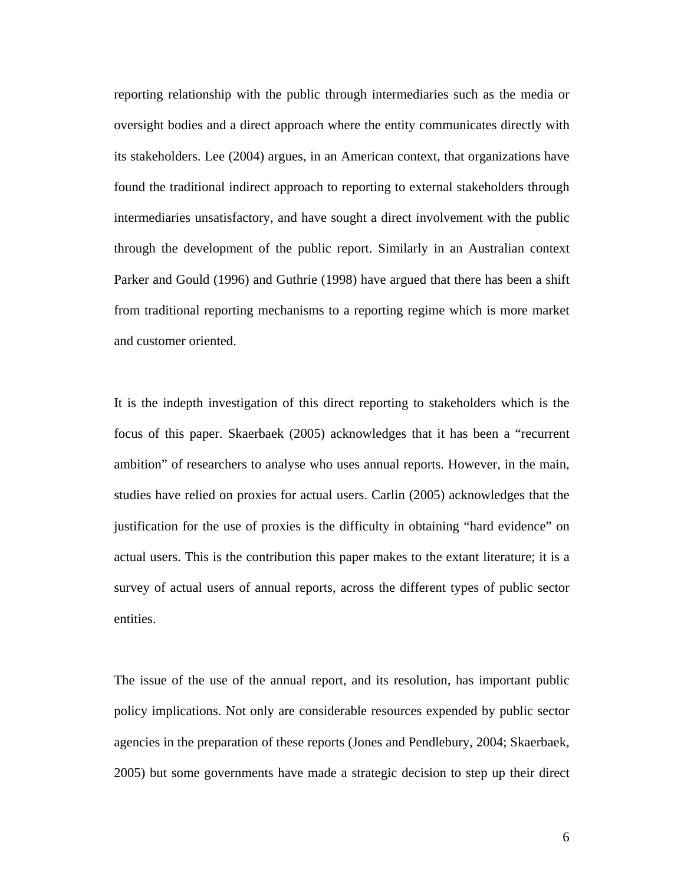reporting relationship with the public through intermediaries such as the media or oversight bodies and a direct approach where the entity communicates directly with its stakeholders. Lee (2004) argues, in an American context, that organizations have found the traditional indirect approach to reporting to external stakeholders through intermediaries unsatisfactory, and have sought a direct involvement with the public through the development of the public report. Similarly in an Australian context Parker and Gould (1996) and Guthrie (1998) have argued that there has been a shift from traditional reporting mechanisms to a reporting regime which is more market and customer oriented.

It is the indepth investigation of this direct reporting to stakeholders which is the focus of this paper. Skaerbaek (2005) acknowledges that it has been a "recurrent ambition" of researchers to analyse who uses annual reports. However, in the main, studies have relied on proxies for actual users. Carlin (2005) acknowledges that the justification for the use of proxies is the difficulty in obtaining "hard evidence" on actual users. This is the contribution this paper makes to the extant literature; it is a survey of actual users of annual reports, across the different types of public sector entities.

The issue of the use of the annual report, and its resolution, has important public policy implications. Not only are considerable resources expended by public sector agencies in the preparation of these reports (Jones and Pendlebury, 2004; Skaerbaek, 2005) but some governments have made a strategic decision to step up their direct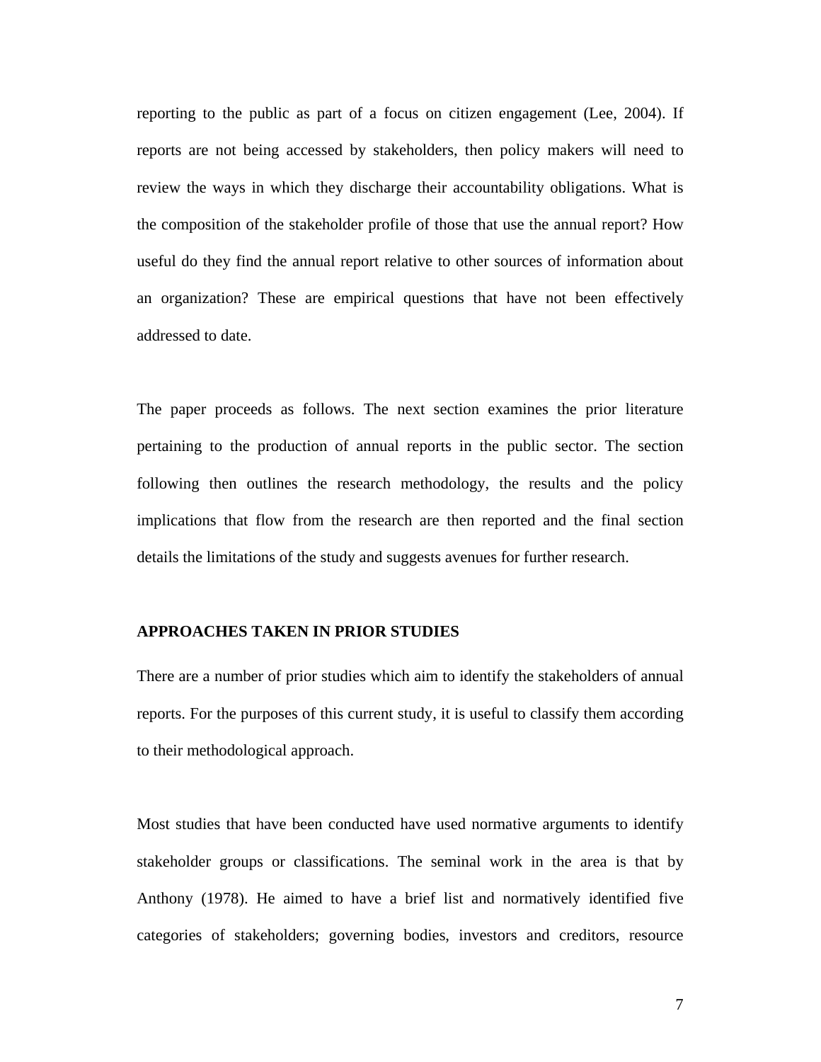reporting to the public as part of a focus on citizen engagement (Lee, 2004). If reports are not being accessed by stakeholders, then policy makers will need to review the ways in which they discharge their accountability obligations. What is the composition of the stakeholder profile of those that use the annual report? How useful do they find the annual report relative to other sources of information about an organization? These are empirical questions that have not been effectively addressed to date.

The paper proceeds as follows. The next section examines the prior literature pertaining to the production of annual reports in the public sector. The section following then outlines the research methodology, the results and the policy implications that flow from the research are then reported and the final section details the limitations of the study and suggests avenues for further research.

## APPROACHES TAKEN IN PRIOR STUDIES

There are a number of prior studies which aim to identify the stakeholders of annual reports. For the purposes of this current study, it is useful to classify them according to their methodological approach.

Most studies that have been conducted have used normative arguments to identify stakeholder groups or classifications. The seminal work in the area is that by Anthony (1978). He aimed to have a brief list and normatively identified five categories of stakeholders; governing bodies, investors and creditors, resource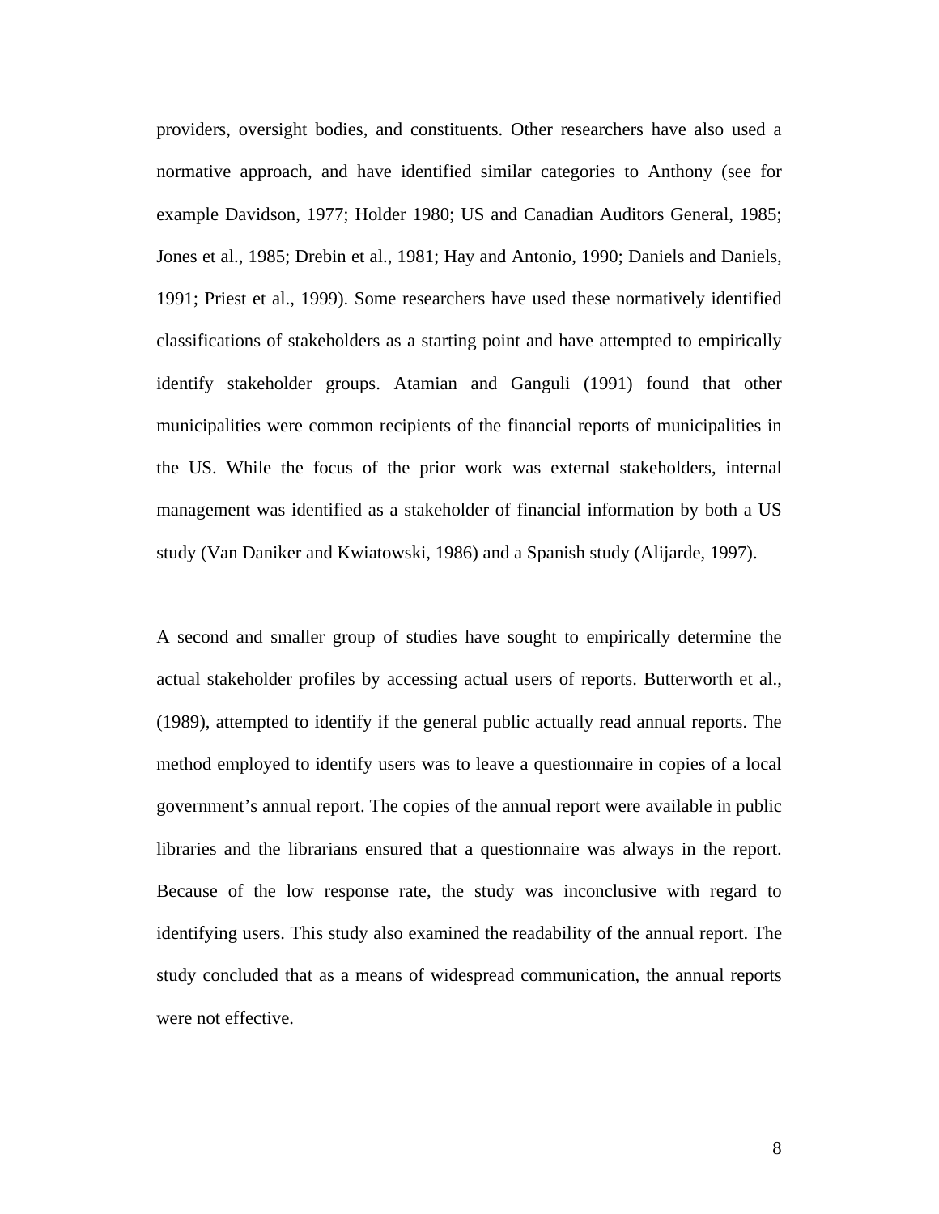providers, oversight bodies, and constituents. Other researchers have also used a normative approach, and have identified similar categories to Anthony (see for example Davidson, 1977; Holder 1980; US and Canadian Auditors General, 1985; Jones et al., 1985; Drebin et al., 1981; Hay and Antonio, 1990; Daniels and Daniels, 1991; Priest et al., 1999). Some researchers have used these normatively identified classifications of stakeholders as a starting point and have attempted to empirically identify stakeholder groups. Atamian and Ganguli (1991) found that other municipalities were common recipients of the financial reports of municipalities in the US. While the focus of the prior work was external stakeholders, internal management was identified as a stakeholder of financial information by both a US study (Van Daniker and Kwiatowski, 1986) and a Spanish study (Alijarde, 1997).

A second and smaller group of studies have sought to empirically determine the actual stakeholder profiles by accessing actual users of reports. Butterworth et al., (1989), attempted to identify if the general public actually read annual reports. The method employed to identify users was to leave a questionnaire in copies of a local government's annual report. The copies of the annual report were available in public libraries and the librarians ensured that a questionnaire was always in the report. Because of the low response rate, the study was inconclusive with regard to identifying users. This study also examined the readability of the annual report. The study concluded that as a means of widespread communication, the annual reports were not effective.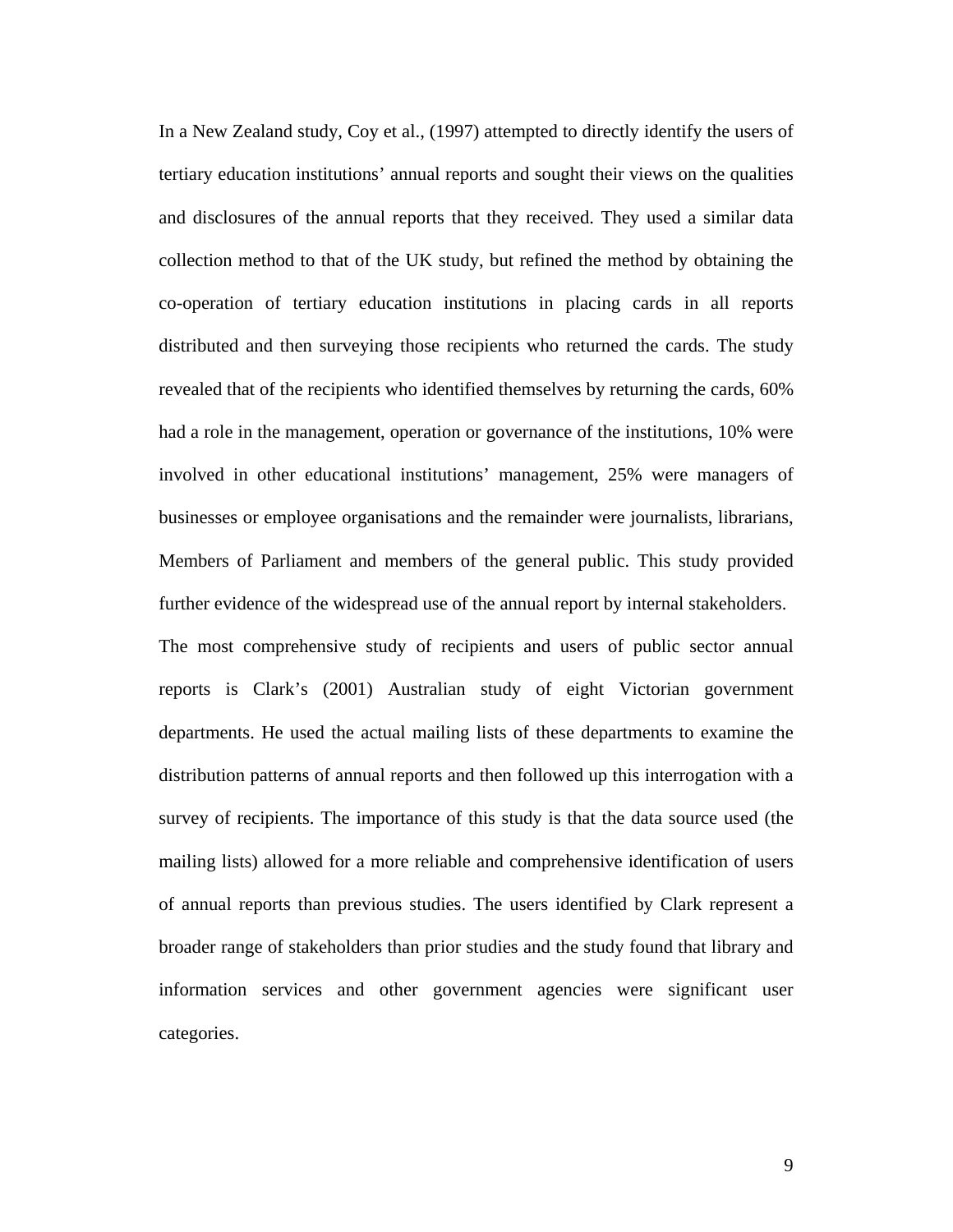In a New Zealand study, Coy et al., (1997) attempted to directly identify the users of tertiary education institutions' annual reports and sought their views on the qualities and disclosures of the annual reports that they received. They used a similar data collection method to that of the UK study, but refined the method by obtaining the co-operation of tertiary education institutions in placing cards in all reports distributed and then surveying those recipients who returned the cards. The study revealed that of the recipients who identified themselves by returning the cards, 60% had a role in the management, operation or governance of the institutions, 10% were involved in other educational institutions' management, 25% were managers of businesses or employee organisations and the remainder were journalists, librarians, Members of Parliament and members of the general public. This study provided further evidence of the widespread use of the annual report by internal stakeholders.

The most comprehensive study of recipients and users of public sector annual reports is Clark's (2001) Australian study of eight Victorian government departments. He used the actual mailing lists of these departments to examine the distribution patterns of annual reports and then followed up this interrogation with a survey of recipients. The importance of this study is that the data source used (the mailing lists) allowed for a more reliable and comprehensive identification of users of annual reports than previous studies. The users identified by Clark represent a broader range of stakeholders than prior studies and the study found that library and information services and other government agencies were significant user categories.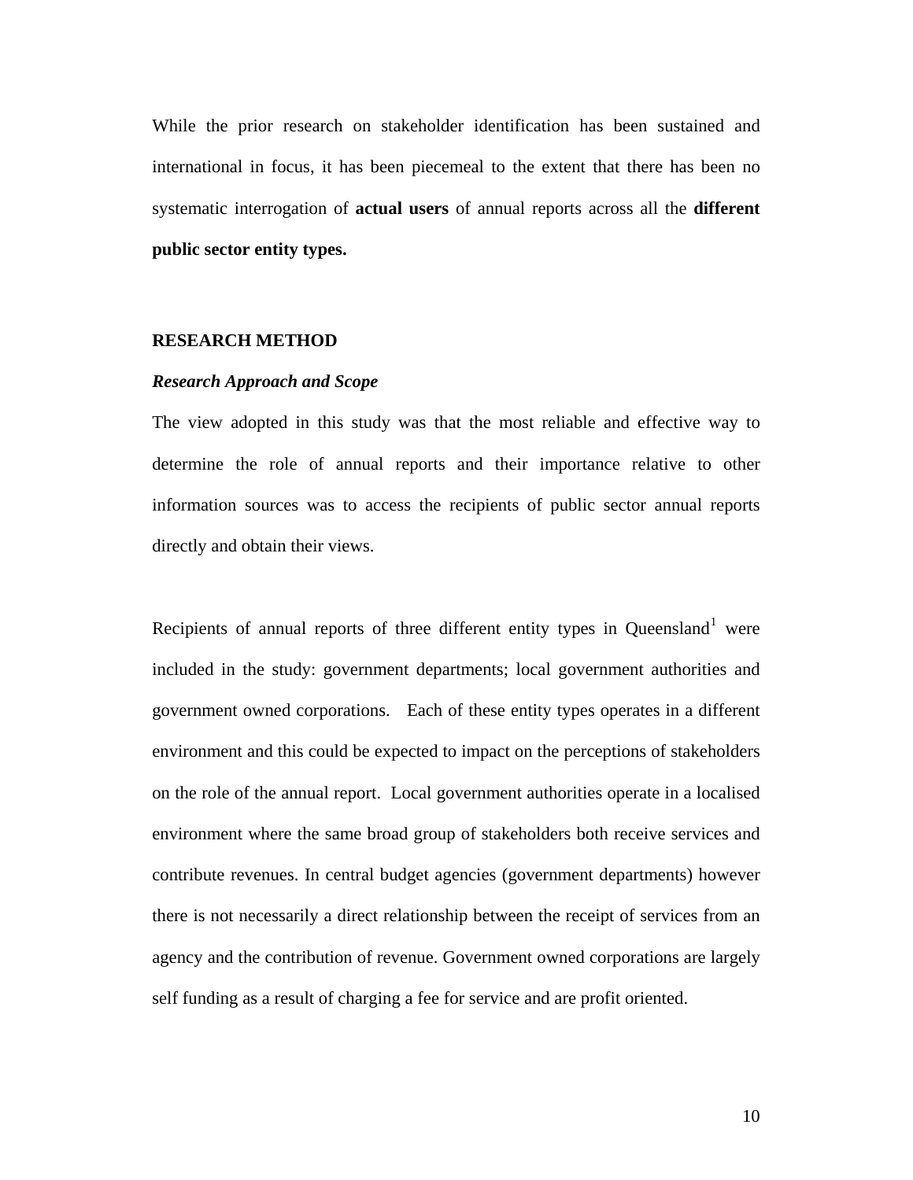While the prior research on stakeholder identification has been sustained and international in focus, it has been piecemeal to the extent that there has been no systematic interrogation of **actual users** of annual reports across all the **different public sector entity types.**

## RESEARCH METHOD

### *Research Approach and Scope*

The view adopted in this study was that the most reliable and effective way to determine the role of annual reports and their importance relative to other information sources was to access the recipients of public sector annual reports directly and obtain their views.

Recipients of annual reports of three different entity types in Queensland[1] were included in the study: government departments; local government authorities and government owned corporations. Each of these entity types operates in a different environment and this could be expected to impact on the perceptions of stakeholders on the role of the annual report. Local government authorities operate in a localised environment where the same broad group of stakeholders both receive services and contribute revenues. In central budget agencies (government departments) however there is not necessarily a direct relationship between the receipt of services from an agency and the contribution of revenue. Government owned corporations are largely self funding as a result of charging a fee for service and are profit oriented.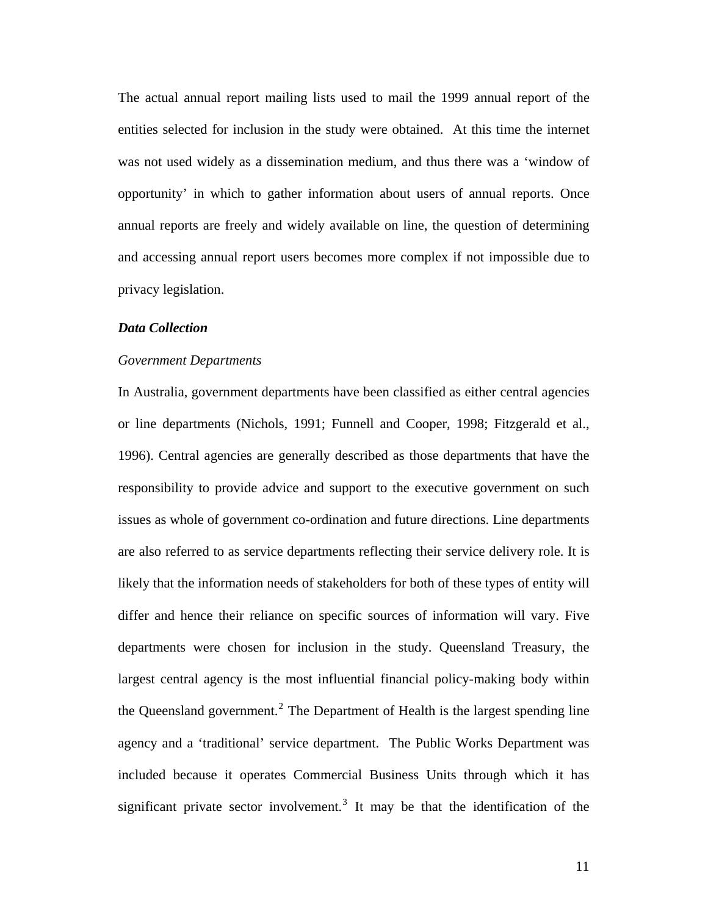The actual annual report mailing lists used to mail the 1999 annual report of the entities selected for inclusion in the study were obtained. At this time the internet was not used widely as a dissemination medium, and thus there was a 'window of opportunity' in which to gather information about users of annual reports. Once annual reports are freely and widely available on line, the question of determining and accessing annual report users becomes more complex if not impossible due to privacy legislation.

***Data Collection***

*Government Departments*

In Australia, government departments have been classified as either central agencies or line departments (Nichols, 1991; Funnell and Cooper, 1998; Fitzgerald et al., 1996). Central agencies are generally described as those departments that have the responsibility to provide advice and support to the executive government on such issues as whole of government co-ordination and future directions. Line departments are also referred to as service departments reflecting their service delivery role. It is likely that the information needs of stakeholders for both of these types of entity will differ and hence their reliance on specific sources of information will vary. Five departments were chosen for inclusion in the study. Queensland Treasury, the largest central agency is the most influential financial policy-making body within the Queensland government.[2] The Department of Health is the largest spending line agency and a 'traditional' service department. The Public Works Department was included because it operates Commercial Business Units through which it has significant private sector involvement.[3] It may be that the identification of the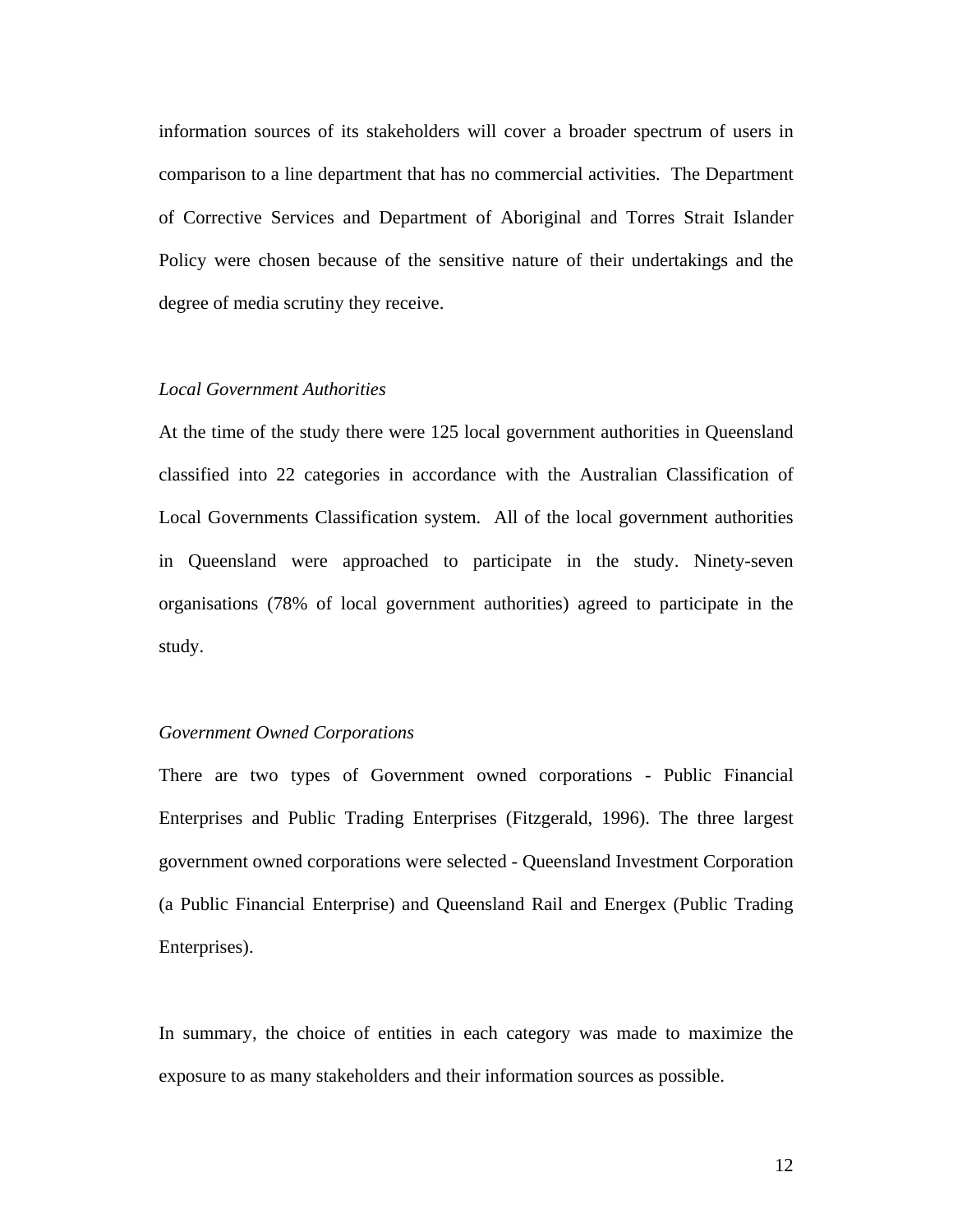information sources of its stakeholders will cover a broader spectrum of users in comparison to a line department that has no commercial activities. The Department of Corrective Services and Department of Aboriginal and Torres Strait Islander Policy were chosen because of the sensitive nature of their undertakings and the degree of media scrutiny they receive.

*Local Government Authorities*

At the time of the study there were 125 local government authorities in Queensland classified into 22 categories in accordance with the Australian Classification of Local Governments Classification system. All of the local government authorities in Queensland were approached to participate in the study. Ninety-seven organisations (78% of local government authorities) agreed to participate in the study.

*Government Owned Corporations*

There are two types of Government owned corporations - Public Financial Enterprises and Public Trading Enterprises (Fitzgerald, 1996). The three largest government owned corporations were selected - Queensland Investment Corporation (a Public Financial Enterprise) and Queensland Rail and Energex (Public Trading Enterprises).

In summary, the choice of entities in each category was made to maximize the exposure to as many stakeholders and their information sources as possible.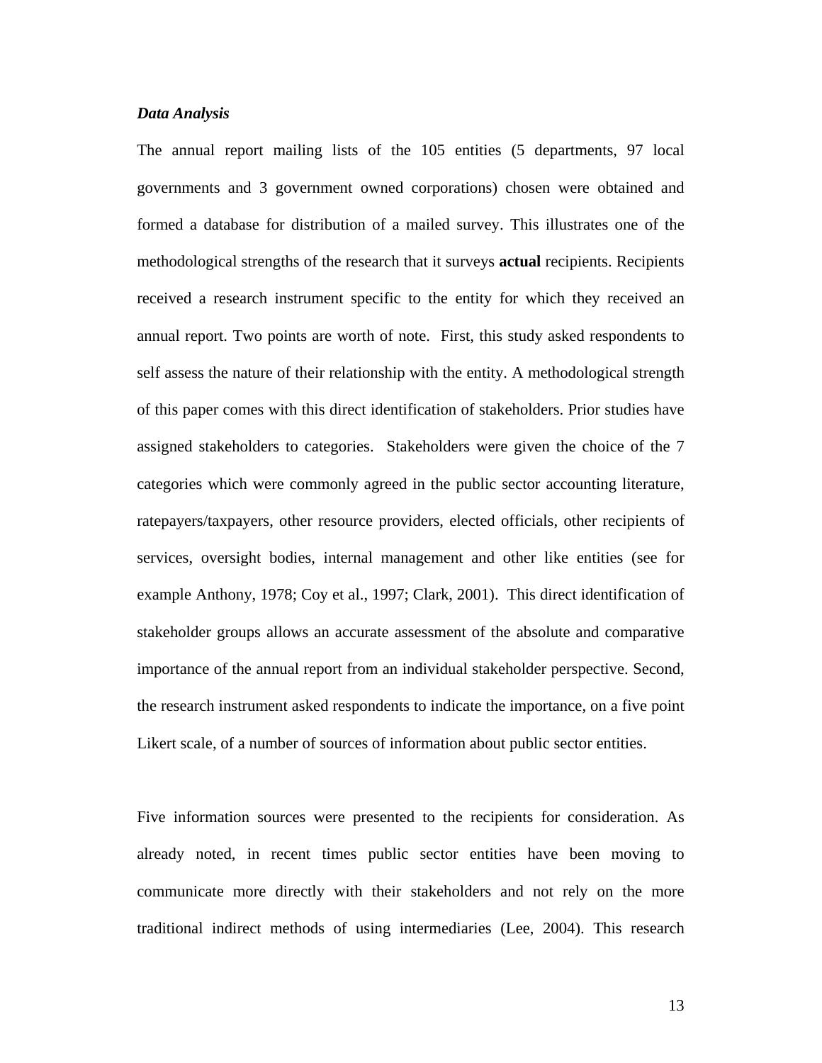***Data Analysis***

The annual report mailing lists of the 105 entities (5 departments, 97 local governments and 3 government owned corporations) chosen were obtained and formed a database for distribution of a mailed survey. This illustrates one of the methodological strengths of the research that it surveys **actual** recipients. Recipients received a research instrument specific to the entity for which they received an annual report. Two points are worth of note. First, this study asked respondents to self assess the nature of their relationship with the entity. A methodological strength of this paper comes with this direct identification of stakeholders. Prior studies have assigned stakeholders to categories. Stakeholders were given the choice of the 7 categories which were commonly agreed in the public sector accounting literature, ratepayers/taxpayers, other resource providers, elected officials, other recipients of services, oversight bodies, internal management and other like entities (see for example Anthony, 1978; Coy et al., 1997; Clark, 2001). This direct identification of stakeholder groups allows an accurate assessment of the absolute and comparative importance of the annual report from an individual stakeholder perspective. Second, the research instrument asked respondents to indicate the importance, on a five point Likert scale, of a number of sources of information about public sector entities.

Five information sources were presented to the recipients for consideration. As already noted, in recent times public sector entities have been moving to communicate more directly with their stakeholders and not rely on the more traditional indirect methods of using intermediaries (Lee, 2004). This research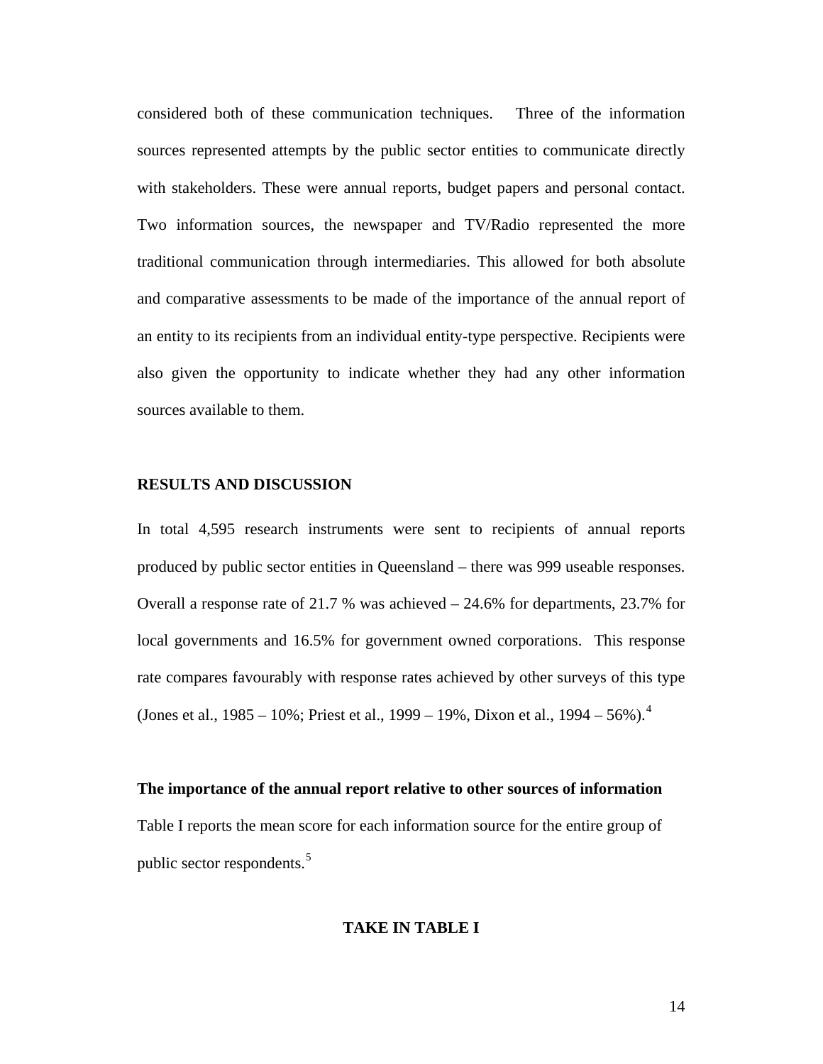considered both of these communication techniques. Three of the information sources represented attempts by the public sector entities to communicate directly with stakeholders. These were annual reports, budget papers and personal contact. Two information sources, the newspaper and TV/Radio represented the more traditional communication through intermediaries. This allowed for both absolute and comparative assessments to be made of the importance of the annual report of an entity to its recipients from an individual entity-type perspective. Recipients were also given the opportunity to indicate whether they had any other information sources available to them.

## RESULTS AND DISCUSSION

In total 4,595 research instruments were sent to recipients of annual reports produced by public sector entities in Queensland – there was 999 useable responses. Overall a response rate of 21.7 % was achieved – 24.6% for departments, 23.7% for local governments and 16.5% for government owned corporations. This response rate compares favourably with response rates achieved by other surveys of this type (Jones et al., 1985 – 10%; Priest et al., 1999 – 19%, Dixon et al., 1994 – 56%).[4]

### The importance of the annual report relative to other sources of information

Table I reports the mean score for each information source for the entire group of public sector respondents.[5]

**TAKE IN TABLE I**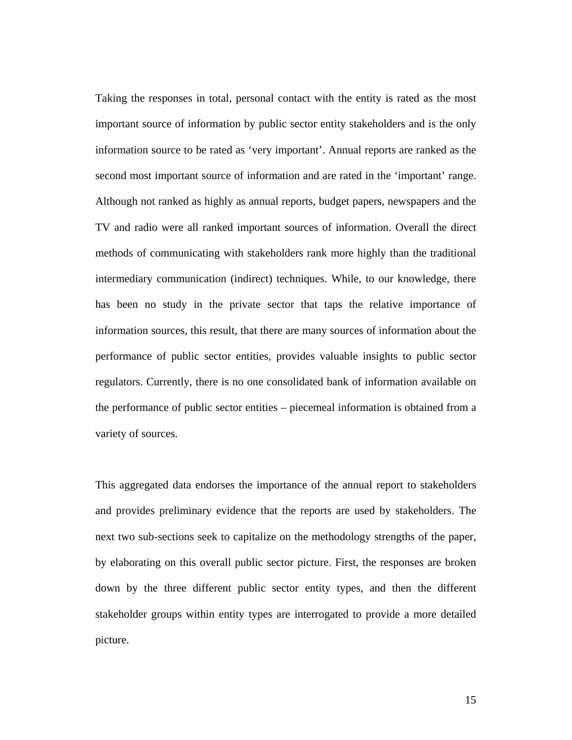Taking the responses in total, personal contact with the entity is rated as the most important source of information by public sector entity stakeholders and is the only information source to be rated as 'very important'. Annual reports are ranked as the second most important source of information and are rated in the 'important' range. Although not ranked as highly as annual reports, budget papers, newspapers and the TV and radio were all ranked important sources of information. Overall the direct methods of communicating with stakeholders rank more highly than the traditional intermediary communication (indirect) techniques. While, to our knowledge, there has been no study in the private sector that taps the relative importance of information sources, this result, that there are many sources of information about the performance of public sector entities, provides valuable insights to public sector regulators. Currently, there is no one consolidated bank of information available on the performance of public sector entities – piecemeal information is obtained from a variety of sources.

This aggregated data endorses the importance of the annual report to stakeholders and provides preliminary evidence that the reports are used by stakeholders. The next two sub-sections seek to capitalize on the methodology strengths of the paper, by elaborating on this overall public sector picture. First, the responses are broken down by the three different public sector entity types, and then the different stakeholder groups within entity types are interrogated to provide a more detailed picture.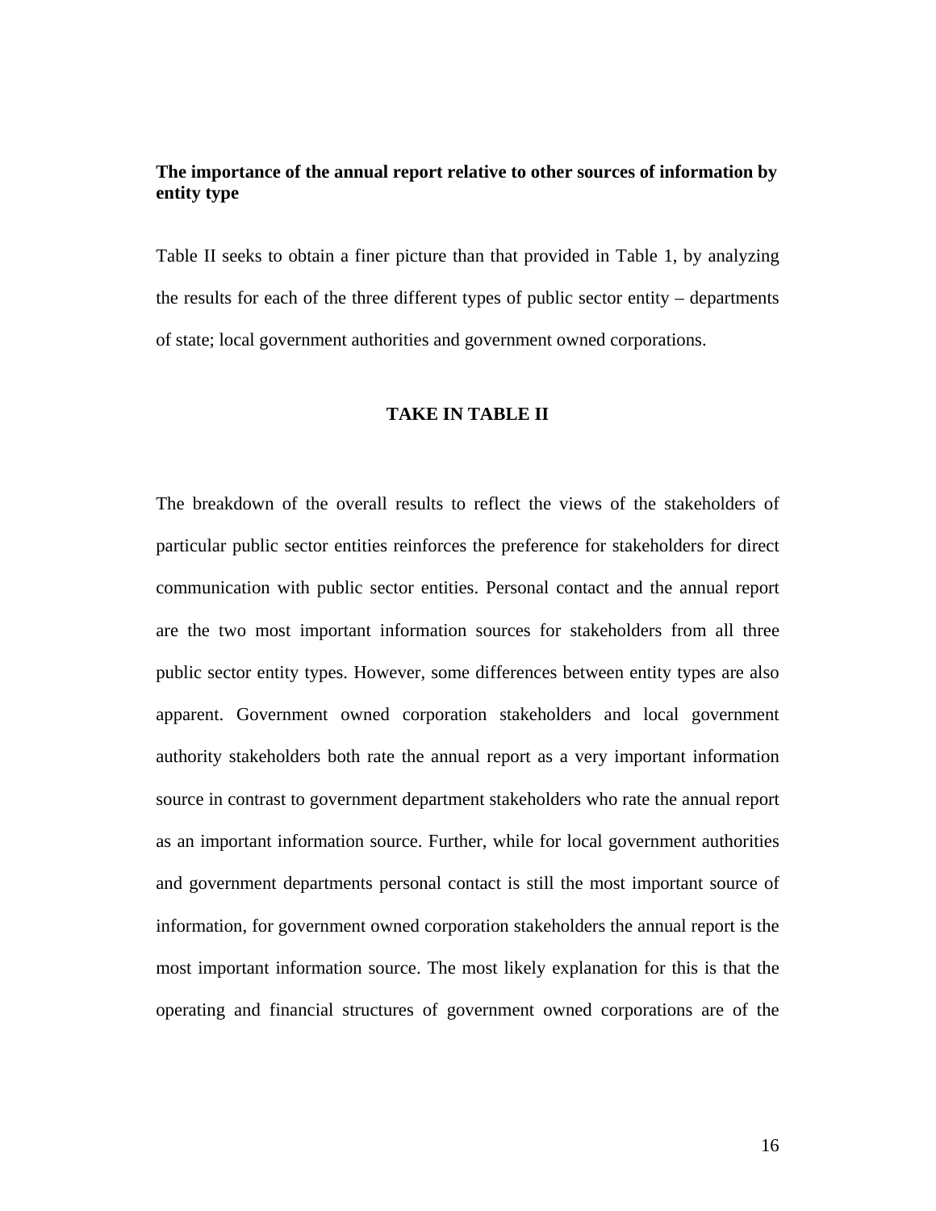**The importance of the annual report relative to other sources of information by entity type**

Table II seeks to obtain a finer picture than that provided in Table 1, by analyzing the results for each of the three different types of public sector entity – departments of state; local government authorities and government owned corporations.

**TAKE IN TABLE II**

The breakdown of the overall results to reflect the views of the stakeholders of particular public sector entities reinforces the preference for stakeholders for direct communication with public sector entities. Personal contact and the annual report are the two most important information sources for stakeholders from all three public sector entity types. However, some differences between entity types are also apparent. Government owned corporation stakeholders and local government authority stakeholders both rate the annual report as a very important information source in contrast to government department stakeholders who rate the annual report as an important information source. Further, while for local government authorities and government departments personal contact is still the most important source of information, for government owned corporation stakeholders the annual report is the most important information source. The most likely explanation for this is that the operating and financial structures of government owned corporations are of the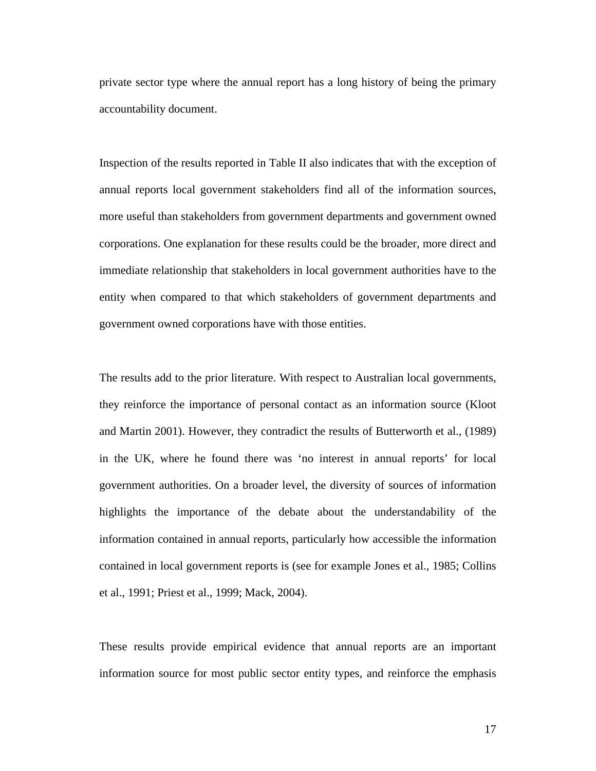private sector type where the annual report has a long history of being the primary accountability document.

Inspection of the results reported in Table II also indicates that with the exception of annual reports local government stakeholders find all of the information sources, more useful than stakeholders from government departments and government owned corporations. One explanation for these results could be the broader, more direct and immediate relationship that stakeholders in local government authorities have to the entity when compared to that which stakeholders of government departments and government owned corporations have with those entities.

The results add to the prior literature. With respect to Australian local governments, they reinforce the importance of personal contact as an information source (Kloot and Martin 2001). However, they contradict the results of Butterworth et al., (1989) in the UK, where he found there was 'no interest in annual reports' for local government authorities. On a broader level, the diversity of sources of information highlights the importance of the debate about the understandability of the information contained in annual reports, particularly how accessible the information contained in local government reports is (see for example Jones et al., 1985; Collins et al., 1991; Priest et al., 1999; Mack, 2004).

These results provide empirical evidence that annual reports are an important information source for most public sector entity types, and reinforce the emphasis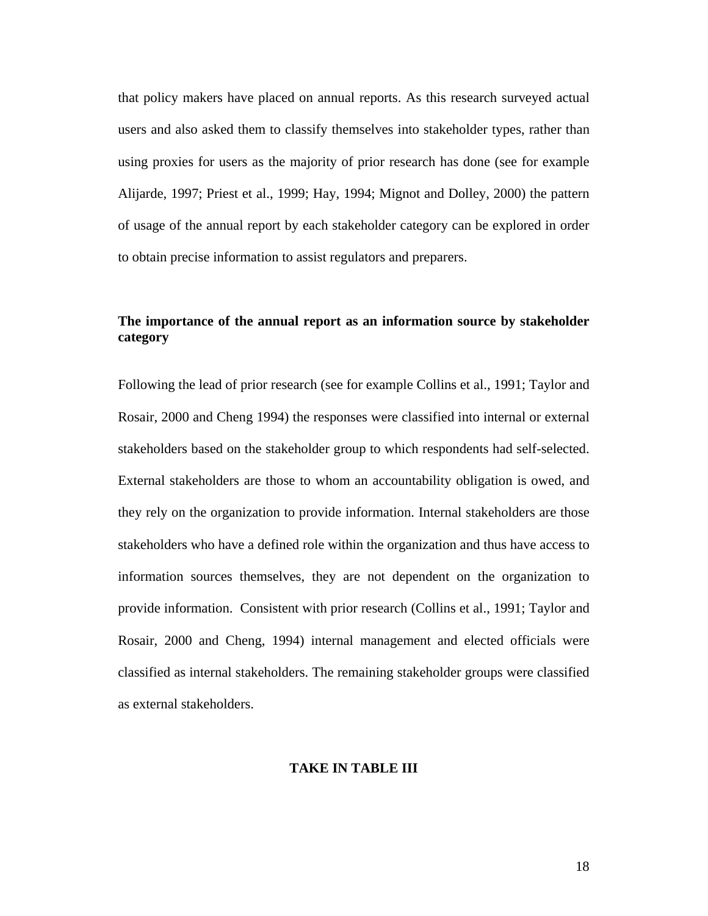that policy makers have placed on annual reports. As this research surveyed actual users and also asked them to classify themselves into stakeholder types, rather than using proxies for users as the majority of prior research has done (see for example Alijarde, 1997; Priest et al., 1999; Hay, 1994; Mignot and Dolley, 2000) the pattern of usage of the annual report by each stakeholder category can be explored in order to obtain precise information to assist regulators and preparers.

**The importance of the annual report as an information source by stakeholder category**

Following the lead of prior research (see for example Collins et al., 1991; Taylor and Rosair, 2000 and Cheng 1994) the responses were classified into internal or external stakeholders based on the stakeholder group to which respondents had self-selected. External stakeholders are those to whom an accountability obligation is owed, and they rely on the organization to provide information. Internal stakeholders are those stakeholders who have a defined role within the organization and thus have access to information sources themselves, they are not dependent on the organization to provide information. Consistent with prior research (Collins et al., 1991; Taylor and Rosair, 2000 and Cheng, 1994) internal management and elected officials were classified as internal stakeholders. The remaining stakeholder groups were classified as external stakeholders.

**TAKE IN TABLE III**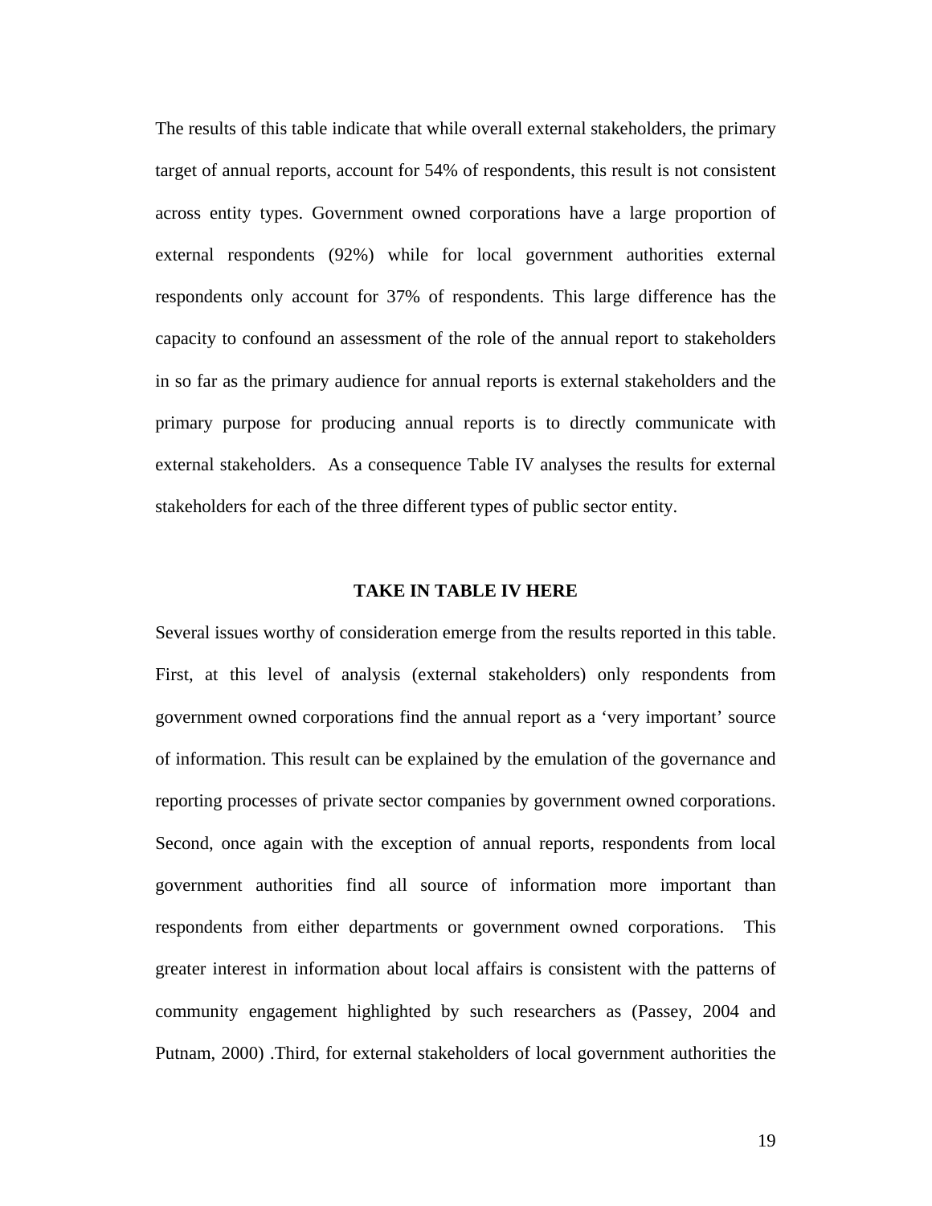The results of this table indicate that while overall external stakeholders, the primary target of annual reports, account for 54% of respondents, this result is not consistent across entity types. Government owned corporations have a large proportion of external respondents (92%) while for local government authorities external respondents only account for 37% of respondents. This large difference has the capacity to confound an assessment of the role of the annual report to stakeholders in so far as the primary audience for annual reports is external stakeholders and the primary purpose for producing annual reports is to directly communicate with external stakeholders. As a consequence Table IV analyses the results for external stakeholders for each of the three different types of public sector entity.

**TAKE IN TABLE IV HERE**

Several issues worthy of consideration emerge from the results reported in this table. First, at this level of analysis (external stakeholders) only respondents from government owned corporations find the annual report as a 'very important' source of information. This result can be explained by the emulation of the governance and reporting processes of private sector companies by government owned corporations. Second, once again with the exception of annual reports, respondents from local government authorities find all source of information more important than respondents from either departments or government owned corporations. This greater interest in information about local affairs is consistent with the patterns of community engagement highlighted by such researchers as (Passey, 2004 and Putnam, 2000) .Third, for external stakeholders of local government authorities the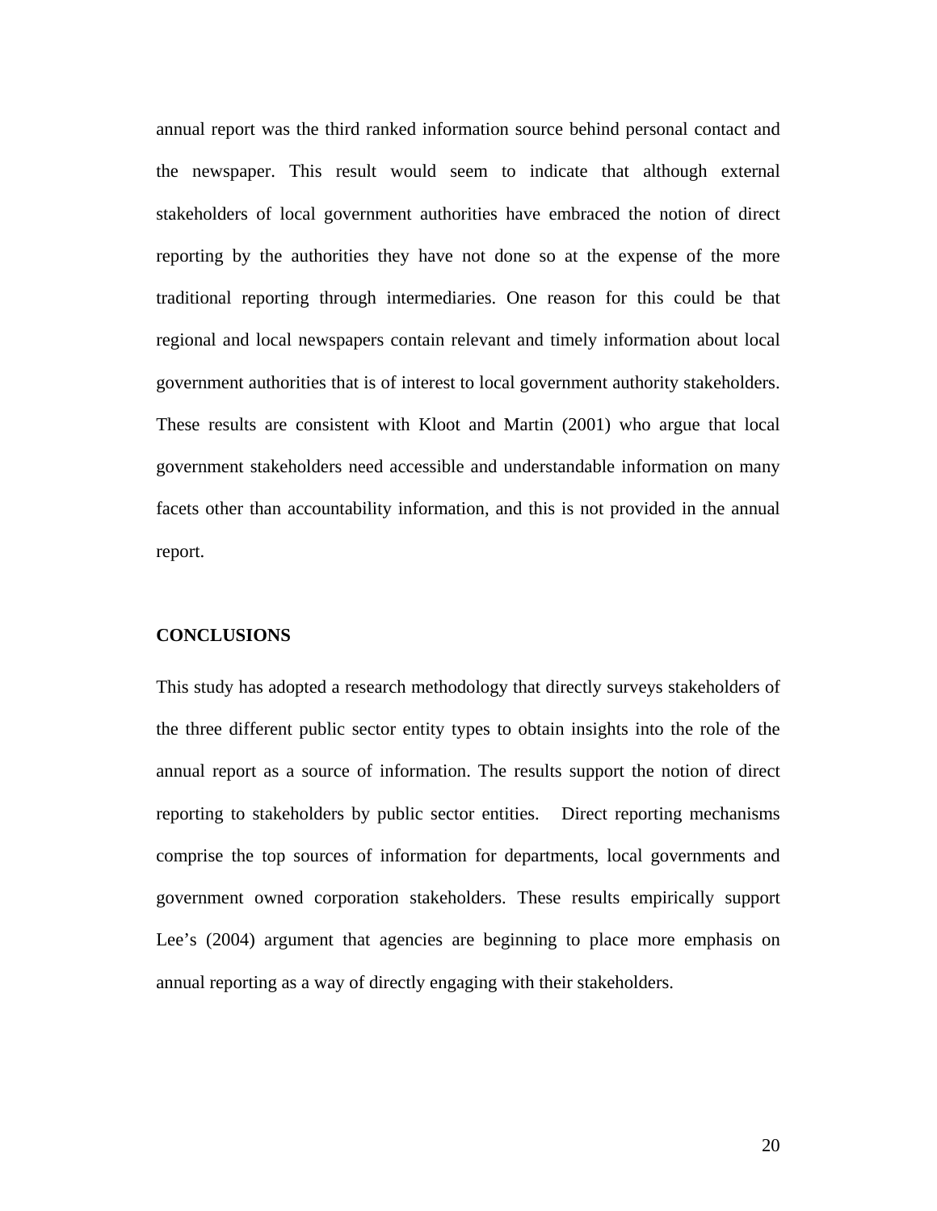annual report was the third ranked information source behind personal contact and the newspaper. This result would seem to indicate that although external stakeholders of local government authorities have embraced the notion of direct reporting by the authorities they have not done so at the expense of the more traditional reporting through intermediaries. One reason for this could be that regional and local newspapers contain relevant and timely information about local government authorities that is of interest to local government authority stakeholders. These results are consistent with Kloot and Martin (2001) who argue that local government stakeholders need accessible and understandable information on many facets other than accountability information, and this is not provided in the annual report.

## CONCLUSIONS

This study has adopted a research methodology that directly surveys stakeholders of the three different public sector entity types to obtain insights into the role of the annual report as a source of information. The results support the notion of direct reporting to stakeholders by public sector entities. Direct reporting mechanisms comprise the top sources of information for departments, local governments and government owned corporation stakeholders. These results empirically support Lee's (2004) argument that agencies are beginning to place more emphasis on annual reporting as a way of directly engaging with their stakeholders.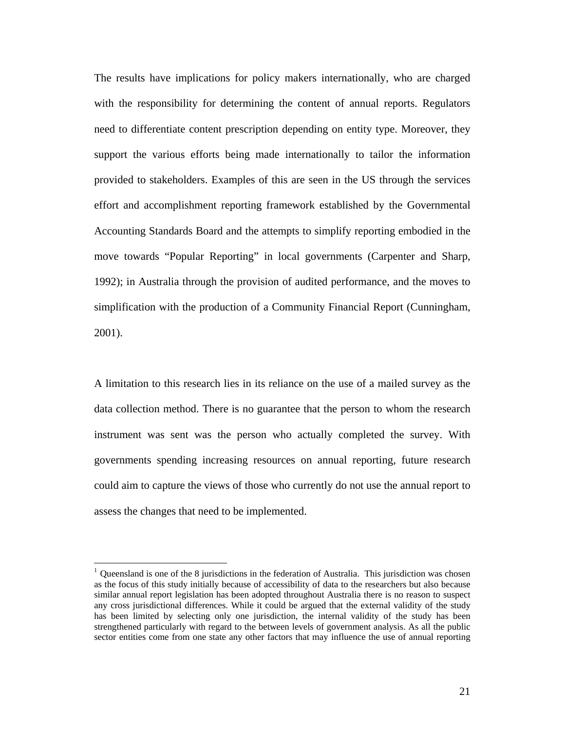The results have implications for policy makers internationally, who are charged with the responsibility for determining the content of annual reports. Regulators need to differentiate content prescription depending on entity type. Moreover, they support the various efforts being made internationally to tailor the information provided to stakeholders. Examples of this are seen in the US through the services effort and accomplishment reporting framework established by the Governmental Accounting Standards Board and the attempts to simplify reporting embodied in the move towards "Popular Reporting" in local governments (Carpenter and Sharp, 1992); in Australia through the provision of audited performance, and the moves to simplification with the production of a Community Financial Report (Cunningham, 2001).

A limitation to this research lies in its reliance on the use of a mailed survey as the data collection method. There is no guarantee that the person to whom the research instrument was sent was the person who actually completed the survey. With governments spending increasing resources on annual reporting, future research could aim to capture the views of those who currently do not use the annual report to assess the changes that need to be implemented.

---

[1] Queensland is one of the 8 jurisdictions in the federation of Australia. This jurisdiction was chosen as the focus of this study initially because of accessibility of data to the researchers but also because similar annual report legislation has been adopted throughout Australia there is no reason to suspect any cross jurisdictional differences. While it could be argued that the external validity of the study has been limited by selecting only one jurisdiction, the internal validity of the study has been strengthened particularly with regard to the between levels of government analysis. As all the public sector entities come from one state any other factors that may influence the use of annual reporting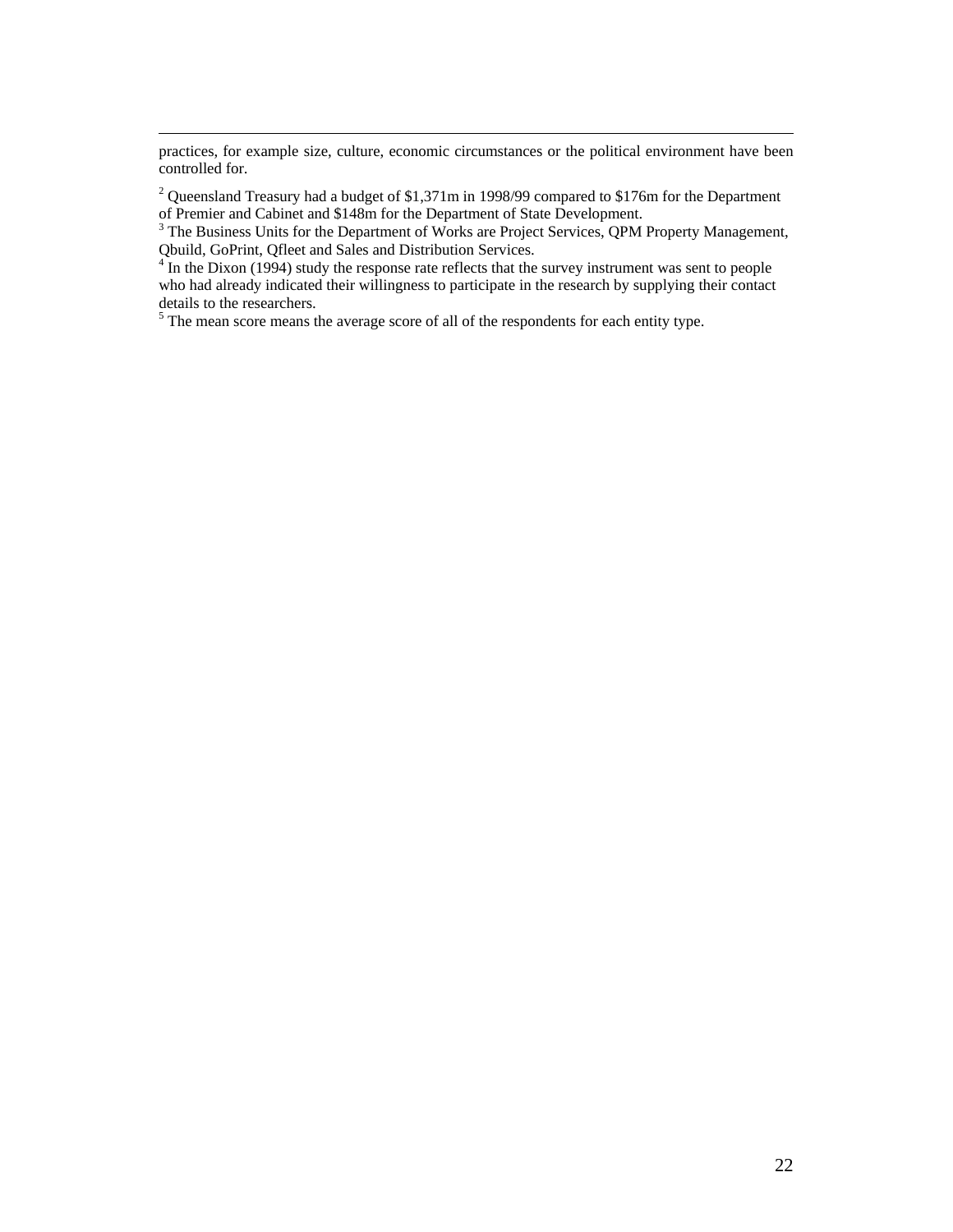practices, for example size, culture, economic circumstances or the political environment have been controlled for.

[2] Queensland Treasury had a budget of $1,371m in 1998/99 compared to $176m for the Department of Premier and Cabinet and $148m for the Department of State Development.

[3] The Business Units for the Department of Works are Project Services, QPM Property Management, Qbuild, GoPrint, Qfleet and Sales and Distribution Services.

[4] In the Dixon (1994) study the response rate reflects that the survey instrument was sent to people who had already indicated their willingness to participate in the research by supplying their contact details to the researchers.

[5] The mean score means the average score of all of the respondents for each entity type.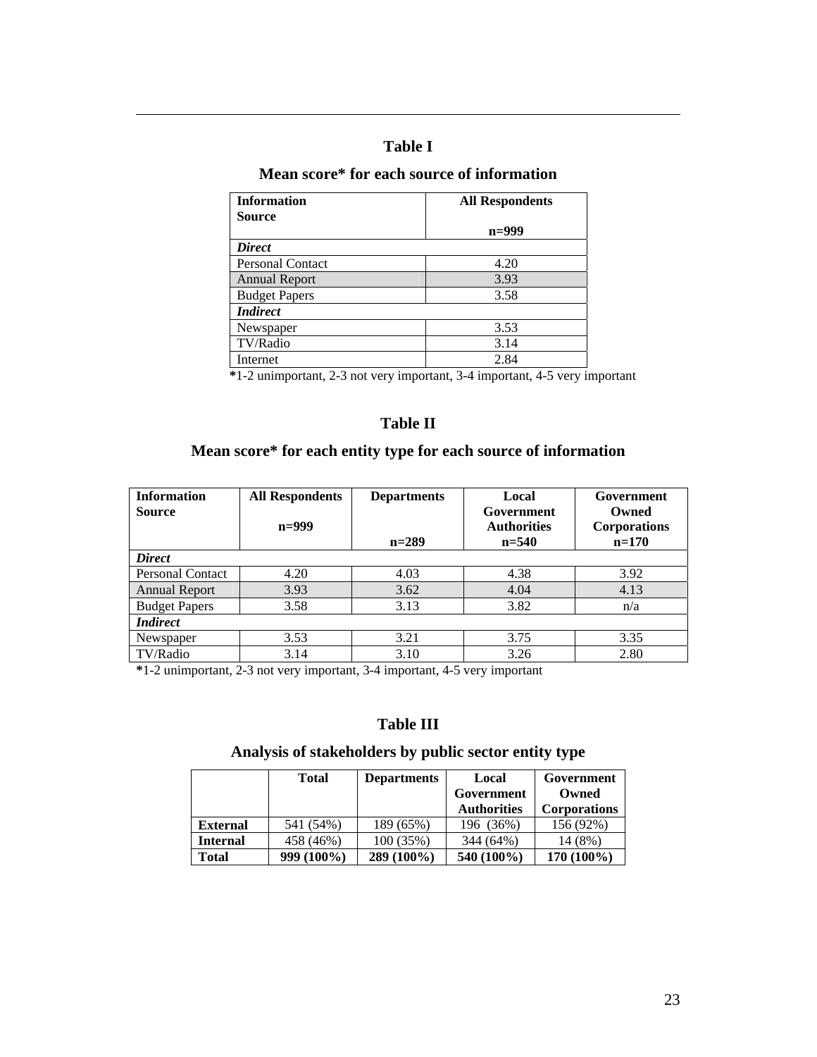## Table I

### Mean score* for each source of information

| Information Source | All Respondents n=999 |
|---|---|
| ***Direct*** | |
| Personal Contact | 4.20 |
| Annual Report | 3.93 |
| Budget Papers | 3.58 |
| ***Indirect*** | |
| Newspaper | 3.53 |
| TV/Radio | 3.14 |
| Internet | 2.84 |

**\***1-2 unimportant, 2-3 not very important, 3-4 important, 4-5 very important

## Table II

### Mean score* for each entity type for each source of information

| Information Source | All Respondents n=999 | Departments n=289 | Local Government Authorities n=540 | Government Owned Corporations n=170 |
|---|---|---|---|---|
| ***Direct*** | | | | |
| Personal Contact | 4.20 | 4.03 | 4.38 | 3.92 |
| Annual Report | 3.93 | 3.62 | 4.04 | 4.13 |
| Budget Papers | 3.58 | 3.13 | 3.82 | n/a |
| ***Indirect*** | | | | |
| Newspaper | 3.53 | 3.21 | 3.75 | 3.35 |
| TV/Radio | 3.14 | 3.10 | 3.26 | 2.80 |

**\***1-2 unimportant, 2-3 not very important, 3-4 important, 4-5 very important

## Table III

### Analysis of stakeholders by public sector entity type

| | Total | Departments | Local Government Authorities | Government Owned Corporations |
|---|---|---|---|---|
| **External** | 541 (54%) | 189 (65%) | 196 (36%) | 156 (92%) |
| **Internal** | 458 (46%) | 100 (35%) | 344 (64%) | 14 (8%) |
| **Total** | **999 (100%)** | **289 (100%)** | **540 (100%)** | **170 (100%)** |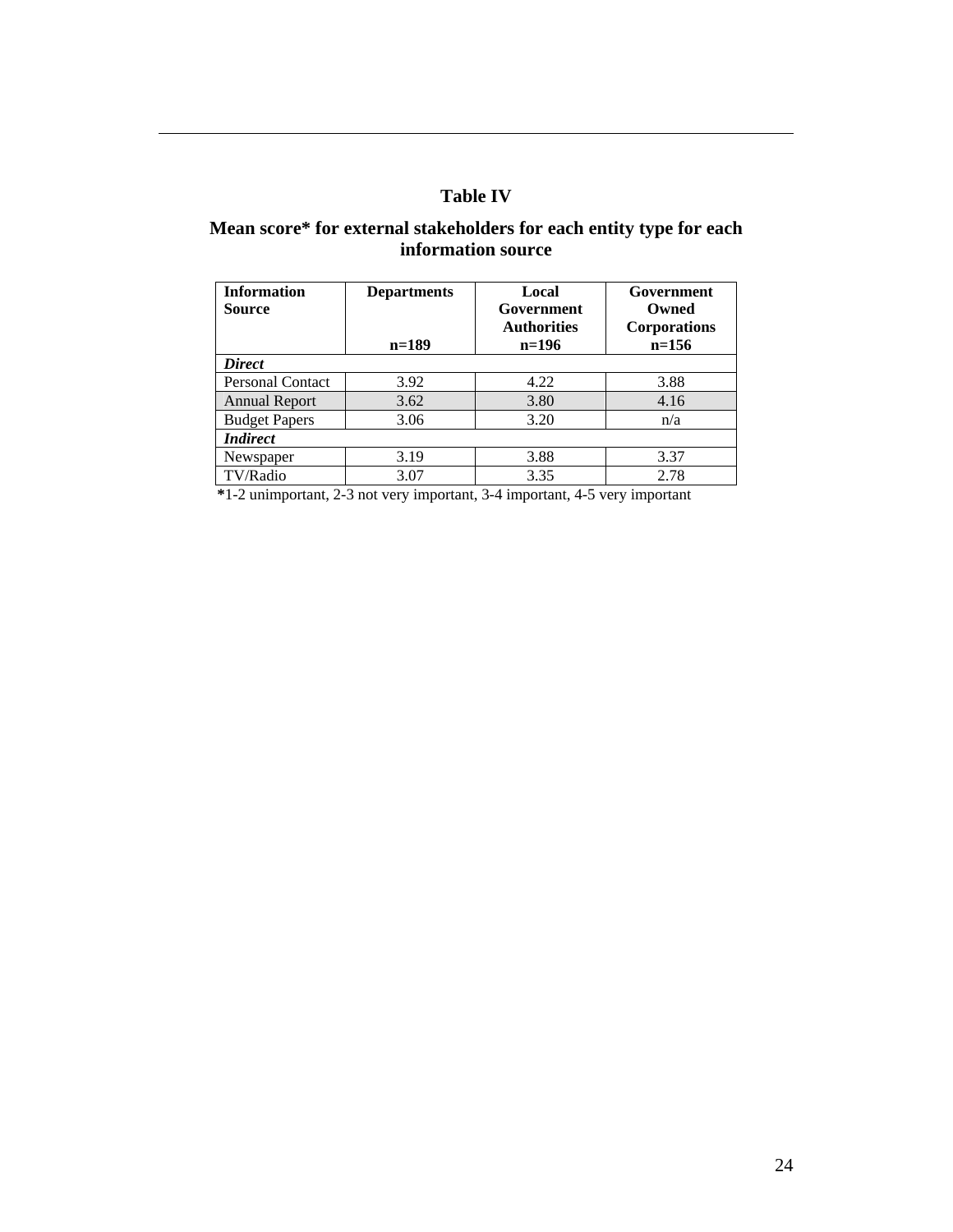## Table IV

### Mean score* for external stakeholders for each entity type for each information source

| Information Source | Departments n=189 | Local Government Authorities n=196 | Government Owned Corporations n=156 |
|---|---|---|---|
| ***Direct*** | | | |
| Personal Contact | 3.92 | 4.22 | 3.88 |
| Annual Report | 3.62 | 3.80 | 4.16 |
| Budget Papers | 3.06 | 3.20 | n/a |
| ***Indirect*** | | | |
| Newspaper | 3.19 | 3.88 | 3.37 |
| TV/Radio | 3.07 | 3.35 | 2.78 |

*1-2 unimportant, 2-3 not very important, 3-4 important, 4-5 very important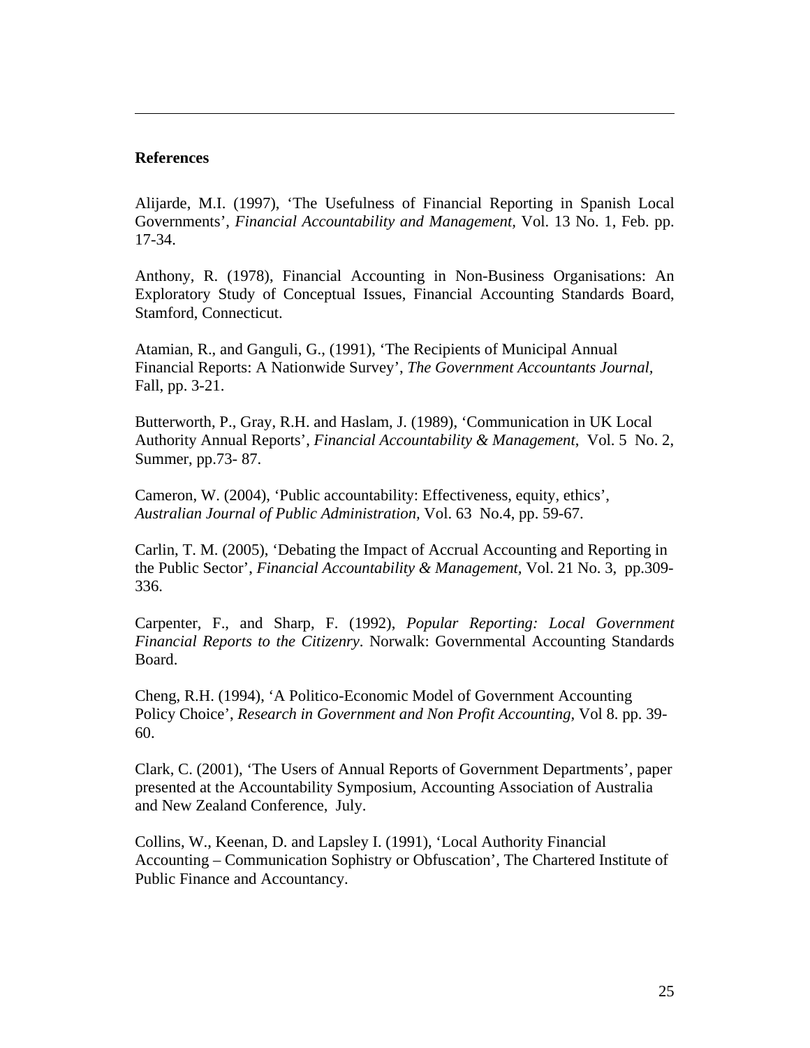**References**

Alijarde, M.I. (1997), 'The Usefulness of Financial Reporting in Spanish Local Governments', *Financial Accountability and Management,* Vol. 13 No. 1, Feb. pp. 17-34.

Anthony, R. (1978), Financial Accounting in Non-Business Organisations: An Exploratory Study of Conceptual Issues, Financial Accounting Standards Board, Stamford, Connecticut.

Atamian, R., and Ganguli, G., (1991), 'The Recipients of Municipal Annual Financial Reports: A Nationwide Survey', *The Government Accountants Journal,* Fall, pp. 3-21.

Butterworth, P., Gray, R.H. and Haslam, J. (1989), 'Communication in UK Local Authority Annual Reports', *Financial Accountability & Management,* Vol. 5 No. 2, Summer, pp.73- 87.

Cameron, W. (2004), 'Public accountability: Effectiveness, equity, ethics', *Australian Journal of Public Administration,* Vol. 63 No.4, pp. 59-67.

Carlin, T. M. (2005), 'Debating the Impact of Accrual Accounting and Reporting in the Public Sector', *Financial Accountability & Management,* Vol. 21 No. 3, pp.309-336.

Carpenter, F., and Sharp, F. (1992), *Popular Reporting: Local Government Financial Reports to the Citizenry*. Norwalk: Governmental Accounting Standards Board.

Cheng, R.H. (1994), 'A Politico-Economic Model of Government Accounting Policy Choice', *Research in Government and Non Profit Accounting,* Vol 8. pp. 39-60.

Clark, C. (2001), 'The Users of Annual Reports of Government Departments', paper presented at the Accountability Symposium, Accounting Association of Australia and New Zealand Conference, July.

Collins, W., Keenan, D. and Lapsley I. (1991), 'Local Authority Financial Accounting – Communication Sophistry or Obfuscation', The Chartered Institute of Public Finance and Accountancy.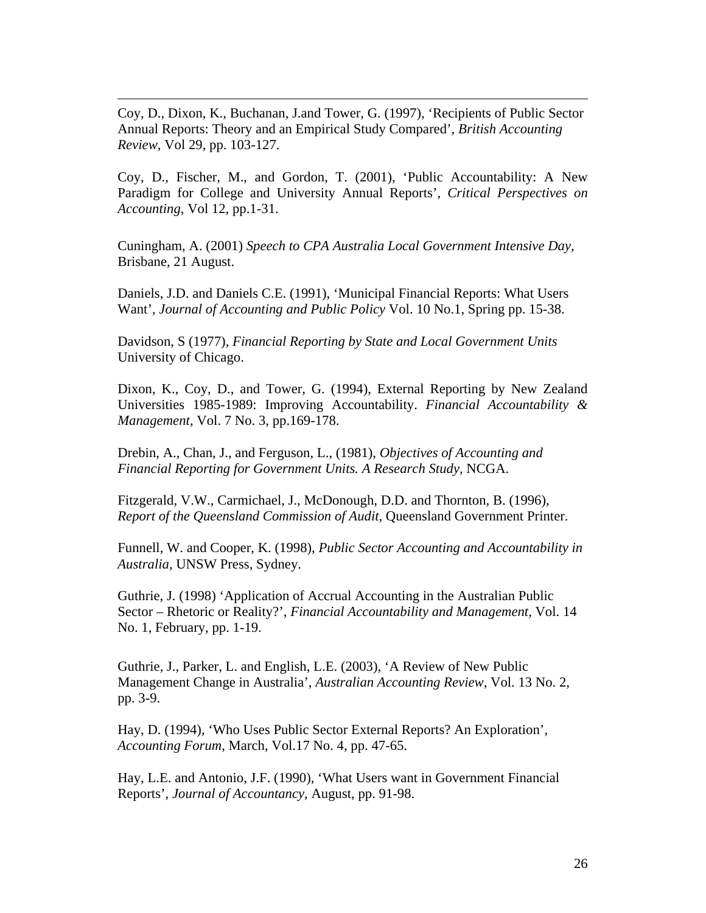Coy, D., Dixon, K., Buchanan, J.and Tower, G. (1997), 'Recipients of Public Sector Annual Reports: Theory and an Empirical Study Compared', *British Accounting Review,* Vol 29, pp. 103-127.

Coy, D., Fischer, M., and Gordon, T. (2001), 'Public Accountability: A New Paradigm for College and University Annual Reports', *Critical Perspectives on Accounting,* Vol 12, pp.1-31.

Cuningham, A. (2001) *Speech to CPA Australia Local Government Intensive Day*, Brisbane, 21 August.

Daniels, J.D. and Daniels C.E. (1991), 'Municipal Financial Reports: What Users Want', *Journal of Accounting and Public Policy* Vol. 10 No.1, Spring pp. 15-38.

Davidson, S (1977), *Financial Reporting by State and Local Government Units* University of Chicago.

Dixon, K., Coy, D., and Tower, G. (1994), External Reporting by New Zealand Universities 1985-1989: Improving Accountability. *Financial Accountability & Management*, Vol. 7 No. 3, pp.169-178.

Drebin, A., Chan, J., and Ferguson, L., (1981), *Objectives of Accounting and Financial Reporting for Government Units. A Research Study,* NCGA.

Fitzgerald, V.W., Carmichael, J., McDonough, D.D. and Thornton, B. (1996), *Report of the Queensland Commission of Audit*, Queensland Government Printer.

Funnell, W. and Cooper, K. (1998), *Public Sector Accounting and Accountability in Australia,* UNSW Press, Sydney.

Guthrie, J. (1998) 'Application of Accrual Accounting in the Australian Public Sector – Rhetoric or Reality?', *Financial Accountability and Management,* Vol. 14 No. 1, February, pp. 1-19.

Guthrie, J., Parker, L. and English, L.E. (2003), 'A Review of New Public Management Change in Australia', *Australian Accounting Review,* Vol. 13 No. 2, pp. 3-9.

Hay, D. (1994), 'Who Uses Public Sector External Reports? An Exploration', *Accounting Forum*, March, Vol.17 No. 4, pp. 47-65.

Hay, L.E. and Antonio, J.F. (1990), 'What Users want in Government Financial Reports', *Journal of Accountancy*, August, pp. 91-98.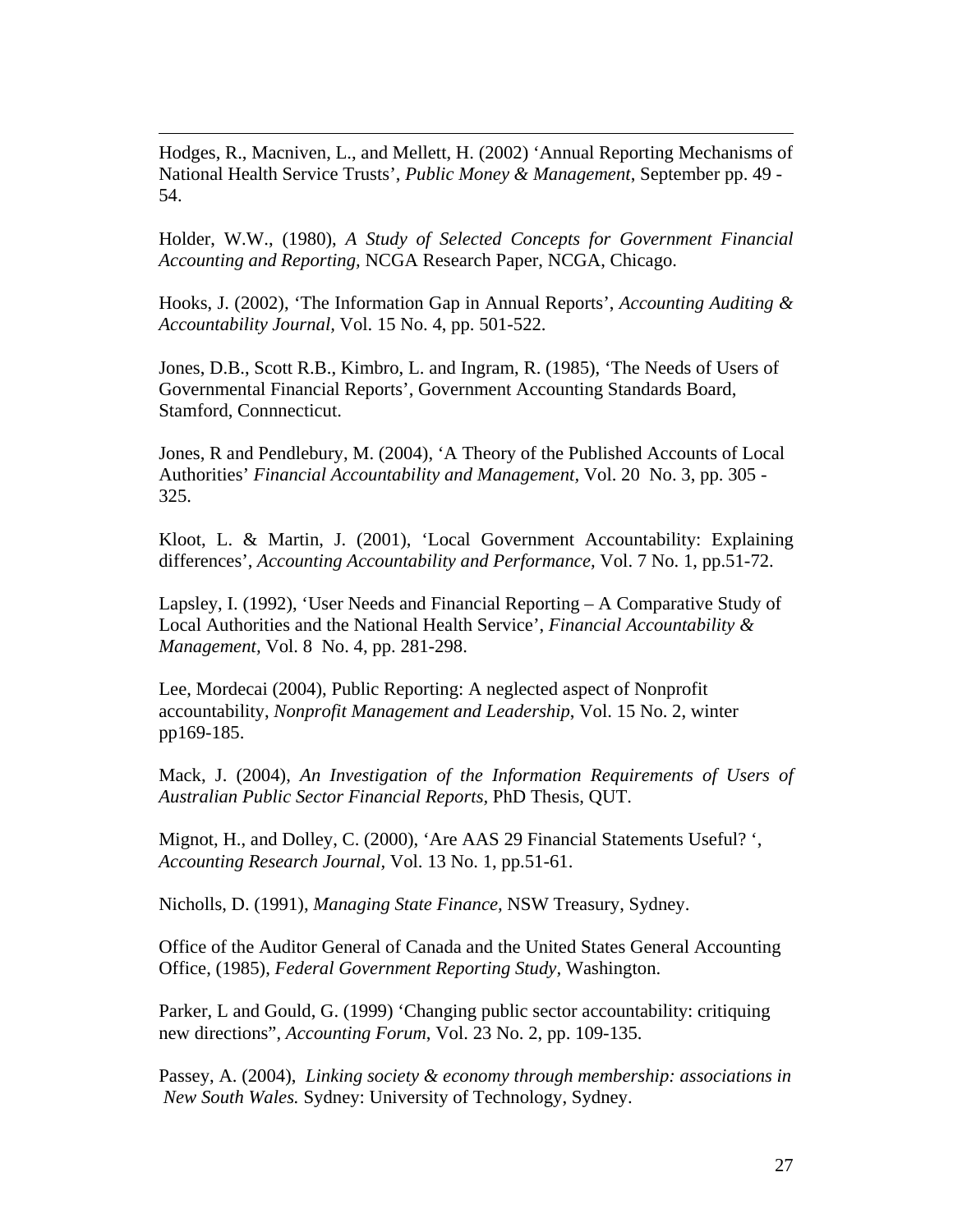Hodges, R., Macniven, L., and Mellett, H. (2002) 'Annual Reporting Mechanisms of National Health Service Trusts', *Public Money & Management*, September pp. 49 - 54.

Holder, W.W., (1980), *A Study of Selected Concepts for Government Financial Accounting and Reporting,* NCGA Research Paper, NCGA, Chicago.

Hooks, J. (2002), 'The Information Gap in Annual Reports', *Accounting Auditing & Accountability Journal*, Vol. 15 No. 4, pp. 501-522.

Jones, D.B., Scott R.B., Kimbro, L. and Ingram, R. (1985), 'The Needs of Users of Governmental Financial Reports', Government Accounting Standards Board, Stamford, Connnecticut.

Jones, R and Pendlebury, M. (2004), 'A Theory of the Published Accounts of Local Authorities' *Financial Accountability and Management*, Vol. 20 No. 3, pp. 305 - 325.

Kloot, L. & Martin, J. (2001), 'Local Government Accountability: Explaining differences', *Accounting Accountability and Performance,* Vol. 7 No. 1, pp.51-72.

Lapsley, I. (1992), 'User Needs and Financial Reporting – A Comparative Study of Local Authorities and the National Health Service', *Financial Accountability & Management,* Vol. 8 No. 4, pp. 281-298.

Lee, Mordecai (2004), Public Reporting: A neglected aspect of Nonprofit accountability, *Nonprofit Management and Leadership*, Vol. 15 No. 2, winter pp169-185.

Mack, J. (2004), *An Investigation of the Information Requirements of Users of Australian Public Sector Financial Reports,* PhD Thesis, QUT.

Mignot, H., and Dolley, C. (2000), 'Are AAS 29 Financial Statements Useful? ', *Accounting Research Journal,* Vol. 13 No. 1, pp.51-61.

Nicholls, D. (1991), *Managing State Finance,* NSW Treasury, Sydney.

Office of the Auditor General of Canada and the United States General Accounting Office, (1985), *Federal Government Reporting Study,* Washington.

Parker, L and Gould, G. (1999) 'Changing public sector accountability: critiquing new directions", *Accounting Forum*, Vol. 23 No. 2, pp. 109-135.

Passey, A. (2004), *Linking society & economy through membership: associations in New South Wales.* Sydney: University of Technology, Sydney.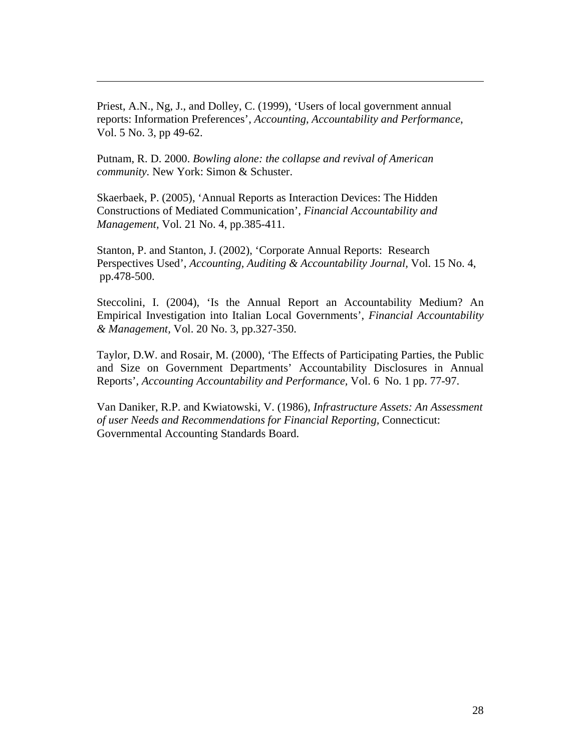Priest, A.N., Ng, J., and Dolley, C. (1999), 'Users of local government annual reports: Information Preferences', *Accounting, Accountability and Performance*, Vol. 5 No. 3, pp 49-62.

Putnam, R. D. 2000. *Bowling alone: the collapse and revival of American community*. New York: Simon & Schuster.

Skaerbaek, P. (2005), 'Annual Reports as Interaction Devices: The Hidden Constructions of Mediated Communication', *Financial Accountability and Management*, Vol. 21 No. 4, pp.385-411.

Stanton, P. and Stanton, J. (2002), 'Corporate Annual Reports: Research Perspectives Used', *Accounting, Auditing & Accountability Journal*, Vol. 15 No. 4, pp.478-500.

Steccolini, I. (2004), 'Is the Annual Report an Accountability Medium? An Empirical Investigation into Italian Local Governments', *Financial Accountability & Management*, Vol. 20 No. 3, pp.327-350.

Taylor, D.W. and Rosair, M. (2000), 'The Effects of Participating Parties, the Public and Size on Government Departments' Accountability Disclosures in Annual Reports', *Accounting Accountability and Performance*, Vol. 6 No. 1 pp. 77-97.

Van Daniker, R.P. and Kwiatowski, V. (1986), *Infrastructure Assets: An Assessment of user Needs and Recommendations for Financial Reporting*, Connecticut: Governmental Accounting Standards Board.